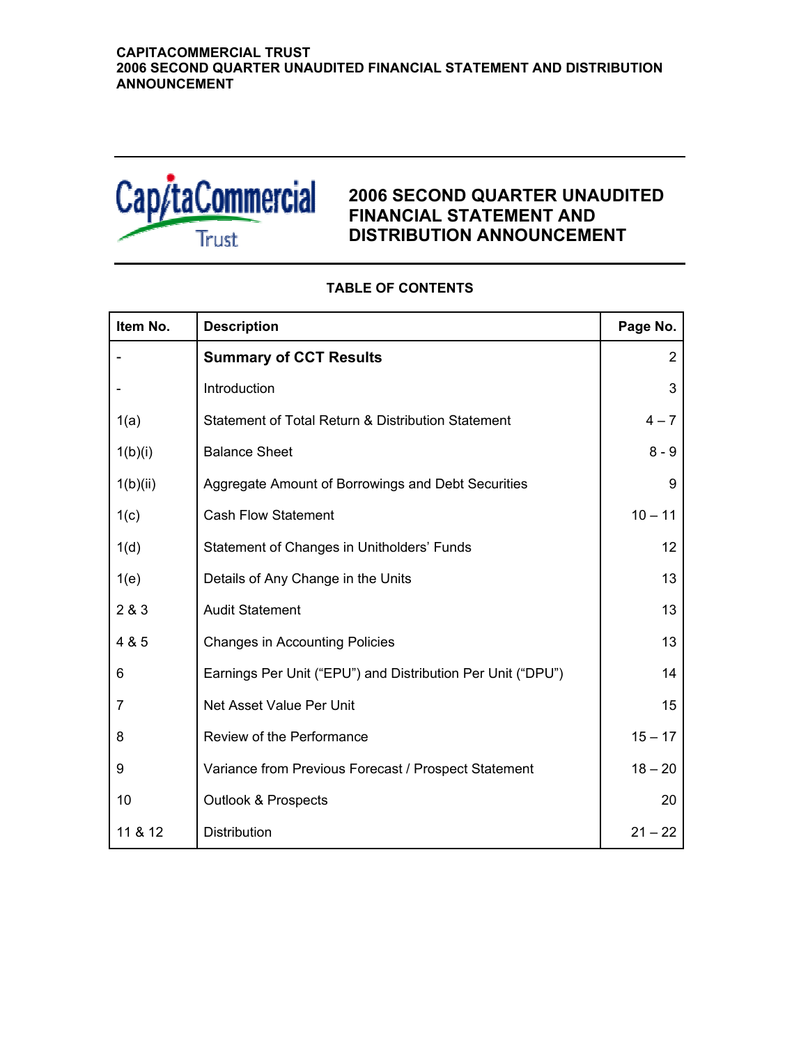# 2006 SECOND QUARTER UNAUDITED FINANCIAL STATEMENT AND DISTRIBUTION ANNOUNCEMENT

**TABLE OF CONTENTS**

| Item No. | Description | Page No. |
|---|---|---|
| - | **Summary of CCT Results** | 2 |
| - | Introduction | 3 |
| 1(a) | Statement of Total Return & Distribution Statement | 4 – 7 |
| 1(b)(i) | Balance Sheet | 8 - 9 |
| 1(b)(ii) | Aggregate Amount of Borrowings and Debt Securities | 9 |
| 1(c) | Cash Flow Statement | 10 – 11 |
| 1(d) | Statement of Changes in Unitholders' Funds | 12 |
| 1(e) | Details of Any Change in the Units | 13 |
| 2 & 3 | Audit Statement | 13 |
| 4 & 5 | Changes in Accounting Policies | 13 |
| 6 | Earnings Per Unit ("EPU") and Distribution Per Unit ("DPU") | 14 |
| 7 | Net Asset Value Per Unit | 15 |
| 8 | Review of the Performance | 15 – 17 |
| 9 | Variance from Previous Forecast / Prospect Statement | 18 – 20 |
| 10 | Outlook & Prospects | 20 |
| 11 & 12 | Distribution | 21 – 22 |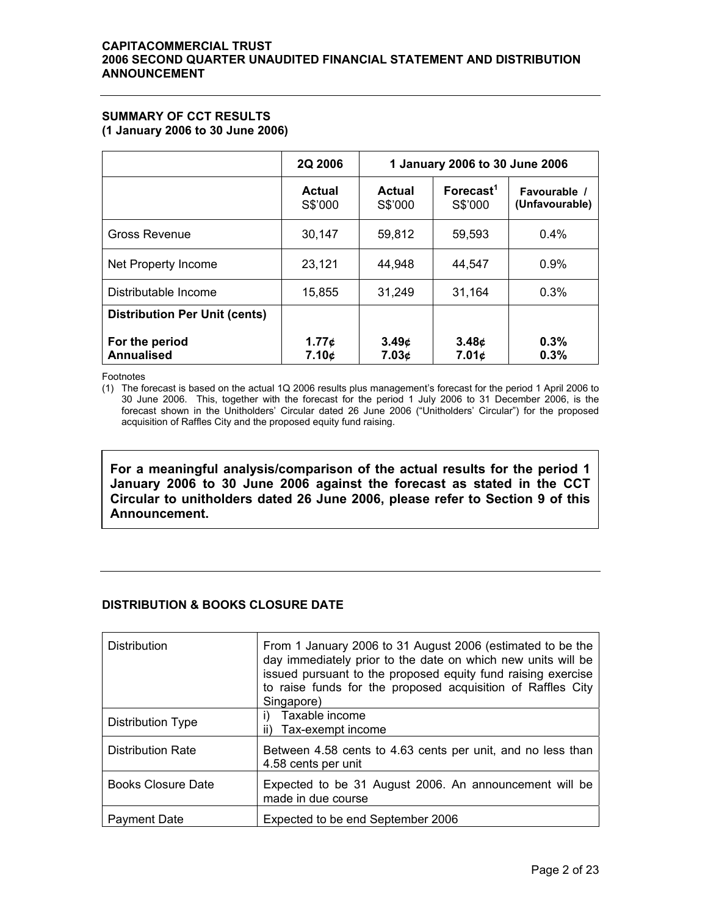## SUMMARY OF CCT RESULTS
**(1 January 2006 to 30 June 2006)**

| | 2Q 2006 | 1 January 2006 to 30 June 2006 | | |
|---|---|---|---|---|
| | **Actual** S$'000 | **Actual** S$'000 | **Forecast**[1] S$'000 | **Favourable / (Unfavourable)** |
| Gross Revenue | 30,147 | 59,812 | 59,593 | 0.4% |
| Net Property Income | 23,121 | 44,948 | 44,547 | 0.9% |
| Distributable Income | 15,855 | 31,249 | 31,164 | 0.3% |
| **Distribution Per Unit (cents)** | | | | |
| **For the period** | **1.77¢** | **3.49¢** | **3.48¢** | **0.3%** |
| **Annualised** | **7.10¢** | **7.03¢** | **7.01¢** | **0.3%** |

Footnotes

(1) The forecast is based on the actual 1Q 2006 results plus management's forecast for the period 1 April 2006 to 30 June 2006. This, together with the forecast for the period 1 July 2006 to 31 December 2006, is the forecast shown in the Unitholders' Circular dated 26 June 2006 ("Unitholders' Circular") for the proposed acquisition of Raffles City and the proposed equity fund raising.

**For a meaningful analysis/comparison of the actual results for the period 1 January 2006 to 30 June 2006 against the forecast as stated in the CCT Circular to unitholders dated 26 June 2006, please refer to Section 9 of this Announcement.**

## DISTRIBUTION & BOOKS CLOSURE DATE

| | |
|---|---|
| Distribution | From 1 January 2006 to 31 August 2006 (estimated to be the day immediately prior to the date on which new units will be issued pursuant to the proposed equity fund raising exercise to raise funds for the proposed acquisition of Raffles City Singapore) |
| Distribution Type | i) Taxable income<br>ii) Tax-exempt income |
| Distribution Rate | Between 4.58 cents to 4.63 cents per unit, and no less than 4.58 cents per unit |
| Books Closure Date | Expected to be 31 August 2006. An announcement will be made in due course |
| Payment Date | Expected to be end September 2006 |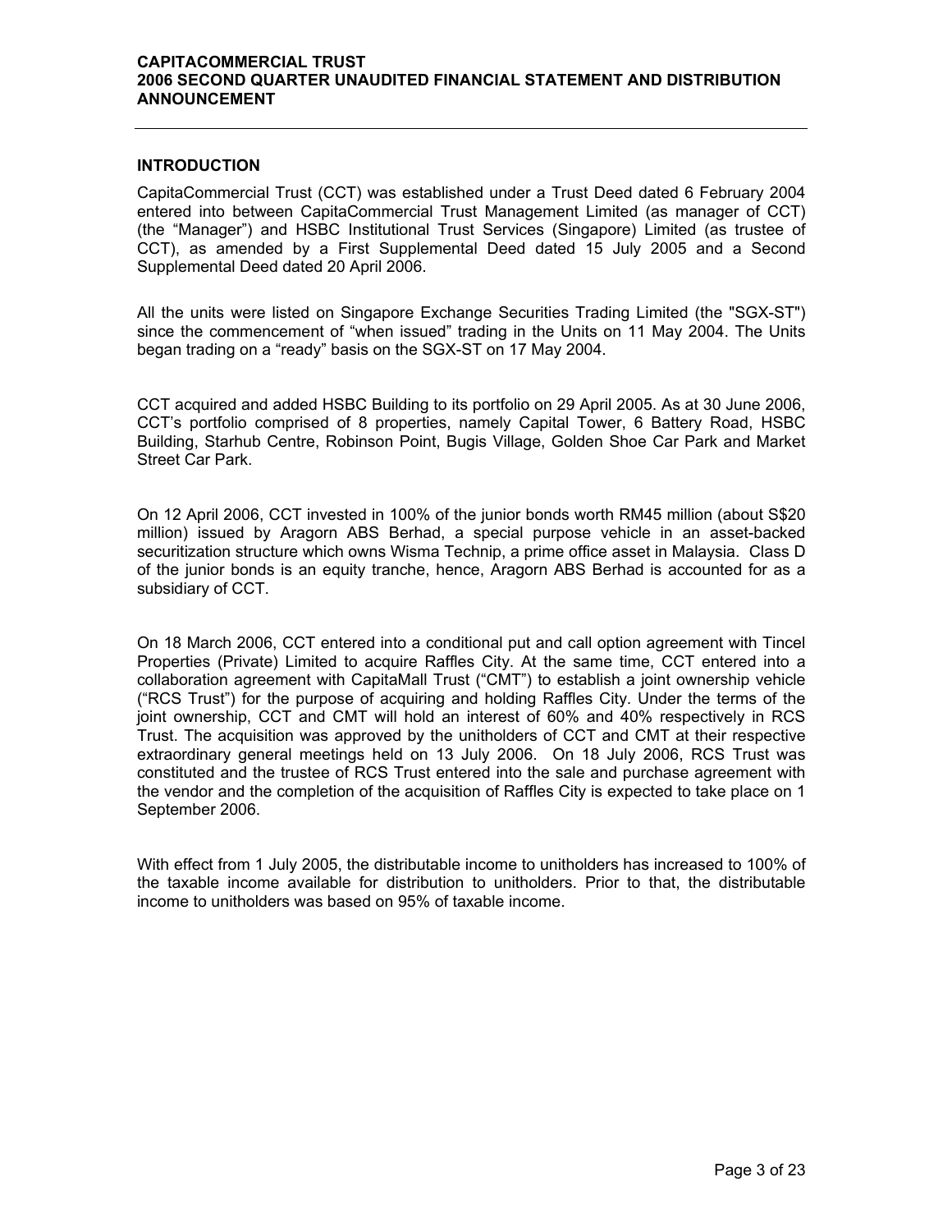## INTRODUCTION

CapitaCommercial Trust (CCT) was established under a Trust Deed dated 6 February 2004 entered into between CapitaCommercial Trust Management Limited (as manager of CCT) (the "Manager") and HSBC Institutional Trust Services (Singapore) Limited (as trustee of CCT), as amended by a First Supplemental Deed dated 15 July 2005 and a Second Supplemental Deed dated 20 April 2006.

All the units were listed on Singapore Exchange Securities Trading Limited (the "SGX-ST") since the commencement of "when issued" trading in the Units on 11 May 2004. The Units began trading on a "ready" basis on the SGX-ST on 17 May 2004.

CCT acquired and added HSBC Building to its portfolio on 29 April 2005. As at 30 June 2006, CCT's portfolio comprised of 8 properties, namely Capital Tower, 6 Battery Road, HSBC Building, Starhub Centre, Robinson Point, Bugis Village, Golden Shoe Car Park and Market Street Car Park.

On 12 April 2006, CCT invested in 100% of the junior bonds worth RM45 million (about S$20 million) issued by Aragorn ABS Berhad, a special purpose vehicle in an asset-backed securitization structure which owns Wisma Technip, a prime office asset in Malaysia. Class D of the junior bonds is an equity tranche, hence, Aragorn ABS Berhad is accounted for as a subsidiary of CCT.

On 18 March 2006, CCT entered into a conditional put and call option agreement with Tincel Properties (Private) Limited to acquire Raffles City. At the same time, CCT entered into a collaboration agreement with CapitaMall Trust ("CMT") to establish a joint ownership vehicle ("RCS Trust") for the purpose of acquiring and holding Raffles City. Under the terms of the joint ownership, CCT and CMT will hold an interest of 60% and 40% respectively in RCS Trust. The acquisition was approved by the unitholders of CCT and CMT at their respective extraordinary general meetings held on 13 July 2006. On 18 July 2006, RCS Trust was constituted and the trustee of RCS Trust entered into the sale and purchase agreement with the vendor and the completion of the acquisition of Raffles City is expected to take place on 1 September 2006.

With effect from 1 July 2005, the distributable income to unitholders has increased to 100% of the taxable income available for distribution to unitholders. Prior to that, the distributable income to unitholders was based on 95% of taxable income.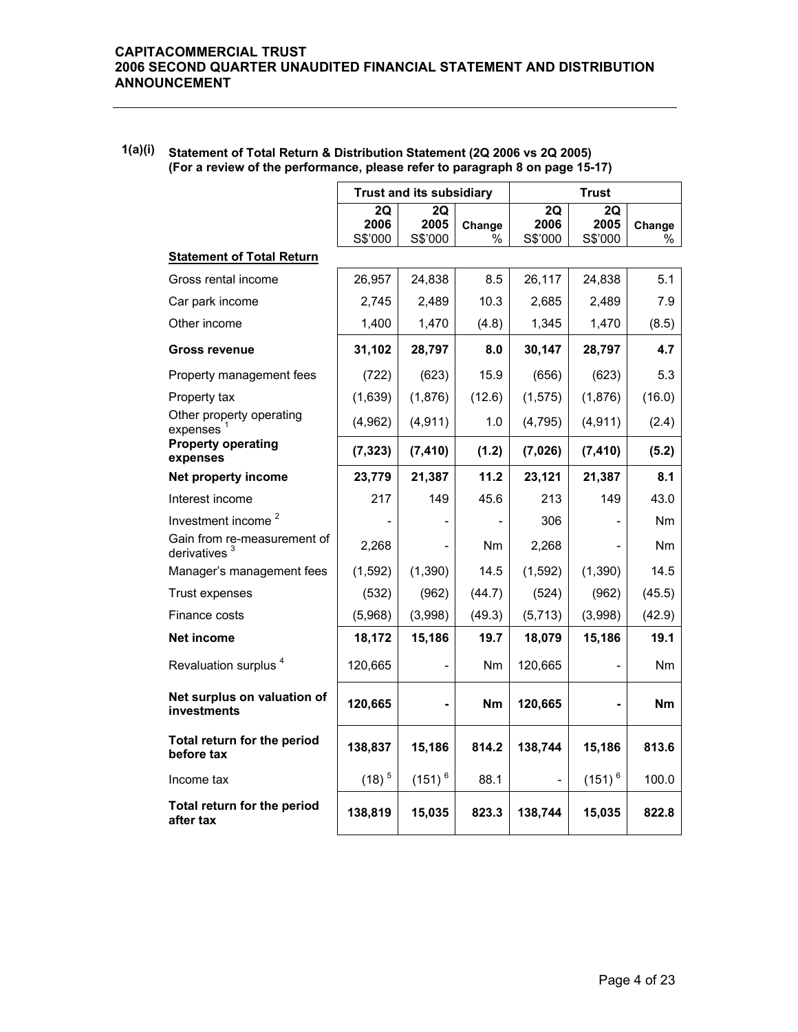### 1(a)(i) Statement of Total Return & Distribution Statement (2Q 2006 vs 2Q 2005)
**(For a review of the performance, please refer to paragraph 8 on page 15-17)**

| | Trust and its subsidiary | | | Trust | | |
|---|---|---|---|---|---|---|
| | 2Q 2006 S$'000 | 2Q 2005 S$'000 | Change % | 2Q 2006 S$'000 | 2Q 2005 S$'000 | Change % |
| **Statement of Total Return** | | | | | | |
| Gross rental income | 26,957 | 24,838 | 8.5 | 26,117 | 24,838 | 5.1 |
| Car park income | 2,745 | 2,489 | 10.3 | 2,685 | 2,489 | 7.9 |
| Other income | 1,400 | 1,470 | (4.8) | 1,345 | 1,470 | (8.5) |
| **Gross revenue** | **31,102** | **28,797** | **8.0** | **30,147** | **28,797** | **4.7** |
| Property management fees | (722) | (623) | 15.9 | (656) | (623) | 5.3 |
| Property tax | (1,639) | (1,876) | (12.6) | (1,575) | (1,876) | (16.0) |
| Other property operating expenses [1] | (4,962) | (4,911) | 1.0 | (4,795) | (4,911) | (2.4) |
| **Property operating expenses** | **(7,323)** | **(7,410)** | **(1.2)** | **(7,026)** | **(7,410)** | **(5.2)** |
| **Net property income** | **23,779** | **21,387** | **11.2** | **23,121** | **21,387** | **8.1** |
| Interest income | 217 | 149 | 45.6 | 213 | 149 | 43.0 |
| Investment income [2] | - | - | - | 306 | - | Nm |
| Gain from re-measurement of derivatives [3] | 2,268 | - | Nm | 2,268 | - | Nm |
| Manager's management fees | (1,592) | (1,390) | 14.5 | (1,592) | (1,390) | 14.5 |
| Trust expenses | (532) | (962) | (44.7) | (524) | (962) | (45.5) |
| Finance costs | (5,968) | (3,998) | (49.3) | (5,713) | (3,998) | (42.9) |
| **Net income** | **18,172** | **15,186** | **19.7** | **18,079** | **15,186** | **19.1** |
| Revaluation surplus [4] | 120,665 | - | Nm | 120,665 | - | Nm |
| **Net surplus on valuation of investments** | **120,665** | **-** | **Nm** | **120,665** | **-** | **Nm** |
| **Total return for the period before tax** | **138,837** | **15,186** | **814.2** | **138,744** | **15,186** | **813.6** |
| Income tax | (18) [5] | (151) [6] | 88.1 | - | (151) [6] | 100.0 |
| **Total return for the period after tax** | **138,819** | **15,035** | **823.3** | **138,744** | **15,035** | **822.8** |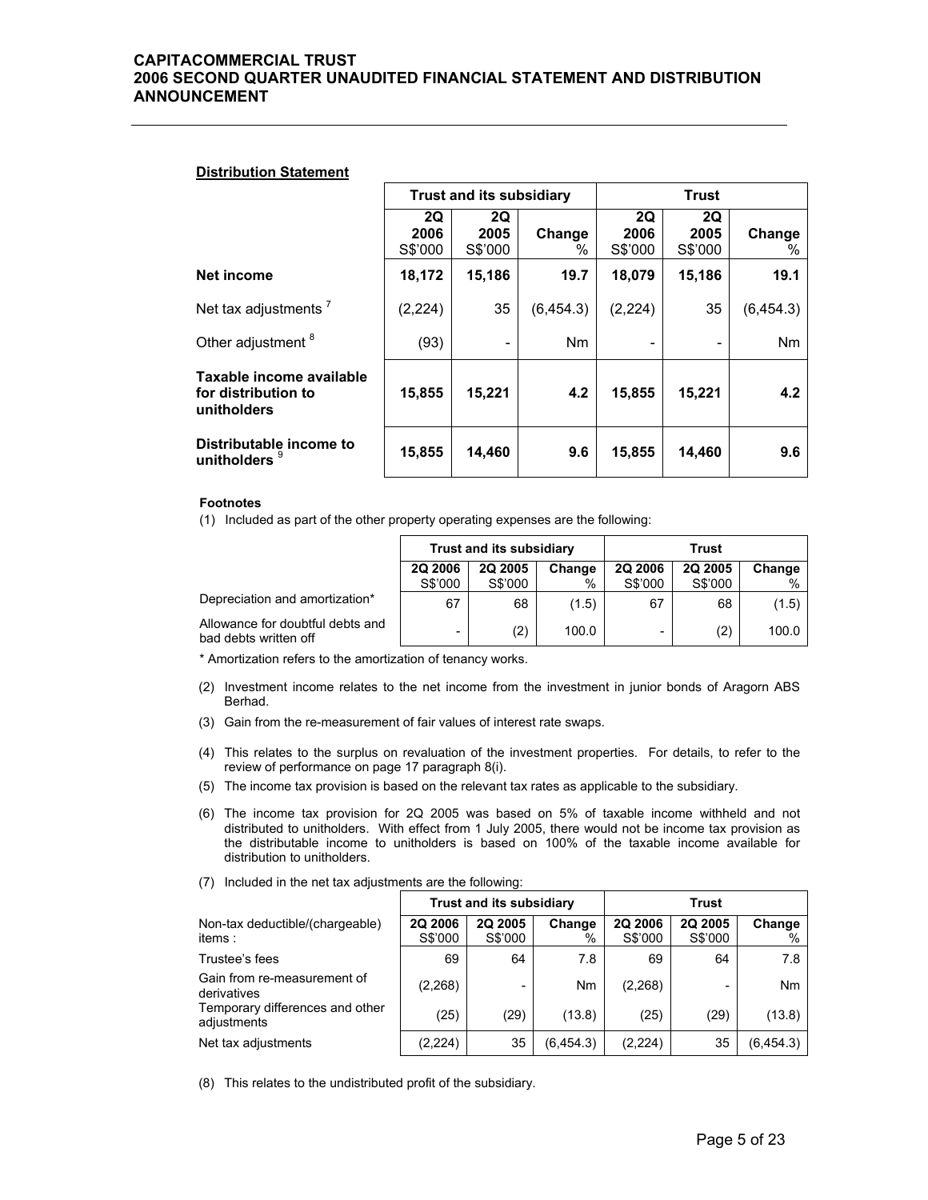**Distribution Statement**

| | Trust and its subsidiary | | | Trust | | |
|---|---|---|---|---|---|---|
| | 2Q 2006 S$'000 | 2Q 2005 S$'000 | Change % | 2Q 2006 S$'000 | 2Q 2005 S$'000 | Change % |
| **Net income** | **18,172** | **15,186** | **19.7** | **18,079** | **15,186** | **19.1** |
| Net tax adjustments [7] | (2,224) | 35 | (6,454.3) | (2,224) | 35 | (6,454.3) |
| Other adjustment [8] | (93) | - | Nm | - | - | Nm |
| **Taxable income available for distribution to unitholders** | **15,855** | **15,221** | **4.2** | **15,855** | **15,221** | **4.2** |
| **Distributable income to unitholders** [9] | **15,855** | **14,460** | **9.6** | **15,855** | **14,460** | **9.6** |

**Footnotes**

(1) Included as part of the other property operating expenses are the following:

| | Trust and its subsidiary | | | Trust | | |
|---|---|---|---|---|---|---|
| | 2Q 2006 S$'000 | 2Q 2005 S$'000 | Change % | 2Q 2006 S$'000 | 2Q 2005 S$'000 | Change % |
| Depreciation and amortization* | 67 | 68 | (1.5) | 67 | 68 | (1.5) |
| Allowance for doubtful debts and bad debts written off | - | (2) | 100.0 | - | (2) | 100.0 |

\* Amortization refers to the amortization of tenancy works.

(2) Investment income relates to the net income from the investment in junior bonds of Aragorn ABS Berhad.

(3) Gain from the re-measurement of fair values of interest rate swaps.

(4) This relates to the surplus on revaluation of the investment properties. For details, to refer to the review of performance on page 17 paragraph 8(i).

(5) The income tax provision is based on the relevant tax rates as applicable to the subsidiary.

(6) The income tax provision for 2Q 2005 was based on 5% of taxable income withheld and not distributed to unitholders. With effect from 1 July 2005, there would not be income tax provision as the distributable income to unitholders is based on 100% of the taxable income available for distribution to unitholders.

(7) Included in the net tax adjustments are the following:

| | Trust and its subsidiary | | | Trust | | |
|---|---|---|---|---|---|---|
| Non-tax deductible/(chargeable) items : | 2Q 2006 S$'000 | 2Q 2005 S$'000 | Change % | 2Q 2006 S$'000 | 2Q 2005 S$'000 | Change % |
| Trustee's fees | 69 | 64 | 7.8 | 69 | 64 | 7.8 |
| Gain from re-measurement of derivatives | (2,268) | - | Nm | (2,268) | - | Nm |
| Temporary differences and other adjustments | (25) | (29) | (13.8) | (25) | (29) | (13.8) |
| Net tax adjustments | (2,224) | 35 | (6,454.3) | (2,224) | 35 | (6,454.3) |

(8) This relates to the undistributed profit of the subsidiary.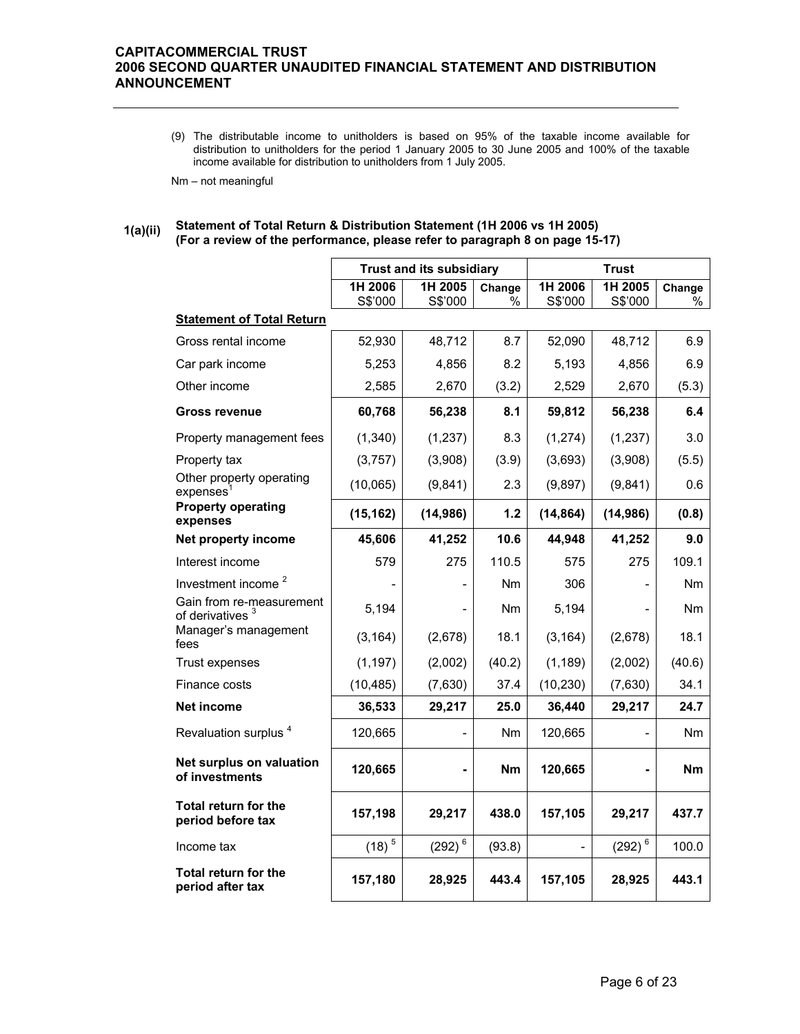(9) The distributable income to unitholders is based on 95% of the taxable income available for distribution to unitholders for the period 1 January 2005 to 30 June 2005 and 100% of the taxable income available for distribution to unitholders from 1 July 2005.

Nm – not meaningful

### 1(a)(ii) Statement of Total Return & Distribution Statement (1H 2006 vs 1H 2005)
**(For a review of the performance, please refer to paragraph 8 on page 15-17)**

| | Trust and its subsidiary | | | Trust | | |
|---|---|---|---|---|---|---|
| | 1H 2006 S$'000 | 1H 2005 S$'000 | Change % | 1H 2006 S$'000 | 1H 2005 S$'000 | Change % |
| **Statement of Total Return** | | | | | | |
| Gross rental income | 52,930 | 48,712 | 8.7 | 52,090 | 48,712 | 6.9 |
| Car park income | 5,253 | 4,856 | 8.2 | 5,193 | 4,856 | 6.9 |
| Other income | 2,585 | 2,670 | (3.2) | 2,529 | 2,670 | (5.3) |
| **Gross revenue** | **60,768** | **56,238** | **8.1** | **59,812** | **56,238** | **6.4** |
| Property management fees | (1,340) | (1,237) | 8.3 | (1,274) | (1,237) | 3.0 |
| Property tax | (3,757) | (3,908) | (3.9) | (3,693) | (3,908) | (5.5) |
| Other property operating expenses[1] | (10,065) | (9,841) | 2.3 | (9,897) | (9,841) | 0.6 |
| **Property operating expenses** | **(15,162)** | **(14,986)** | **1.2** | **(14,864)** | **(14,986)** | **(0.8)** |
| **Net property income** | **45,606** | **41,252** | **10.6** | **44,948** | **41,252** | **9.0** |
| Interest income | 579 | 275 | 110.5 | 575 | 275 | 109.1 |
| Investment income [2] | - | - | Nm | 306 | - | Nm |
| Gain from re-measurement of derivatives [3] | 5,194 | - | Nm | 5,194 | - | Nm |
| Manager's management fees | (3,164) | (2,678) | 18.1 | (3,164) | (2,678) | 18.1 |
| Trust expenses | (1,197) | (2,002) | (40.2) | (1,189) | (2,002) | (40.6) |
| Finance costs | (10,485) | (7,630) | 37.4 | (10,230) | (7,630) | 34.1 |
| **Net income** | **36,533** | **29,217** | **25.0** | **36,440** | **29,217** | **24.7** |
| Revaluation surplus [4] | 120,665 | - | Nm | 120,665 | - | Nm |
| **Net surplus on valuation of investments** | **120,665** | **-** | **Nm** | **120,665** | **-** | **Nm** |
| **Total return for the period before tax** | **157,198** | **29,217** | **438.0** | **157,105** | **29,217** | **437.7** |
| Income tax | (18) [5] | (292) [6] | (93.8) | - | (292) [6] | 100.0 |
| **Total return for the period after tax** | **157,180** | **28,925** | **443.4** | **157,105** | **28,925** | **443.1** |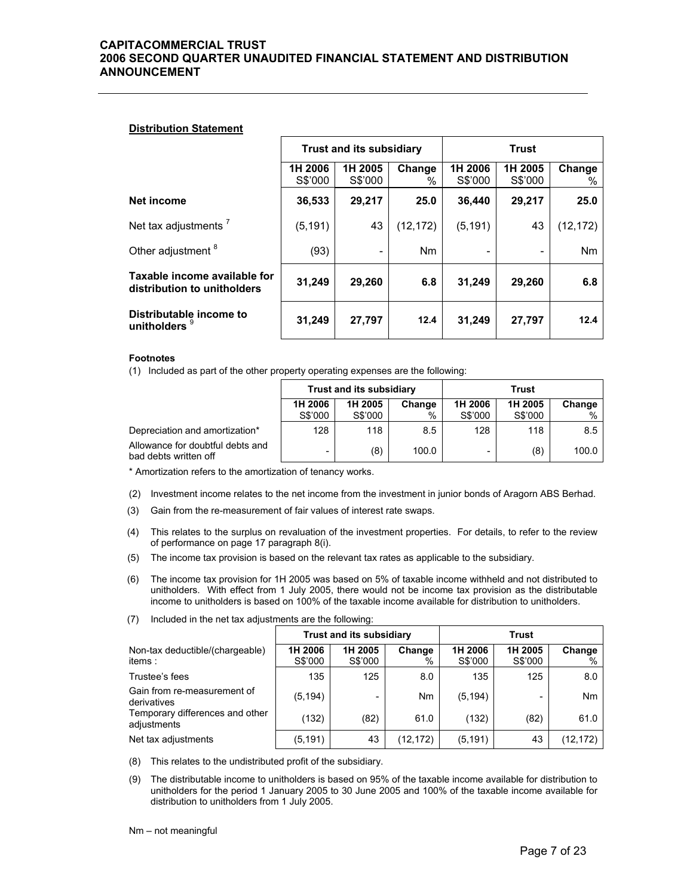**Distribution Statement**

| | Trust and its subsidiary | | | Trust | | |
|---|---|---|---|---|---|---|
| | 1H 2006 S$'000 | 1H 2005 S$'000 | Change % | 1H 2006 S$'000 | 1H 2005 S$'000 | Change % |
| **Net income** | **36,533** | **29,217** | **25.0** | **36,440** | **29,217** | **25.0** |
| Net tax adjustments [7] | (5,191) | 43 | (12,172) | (5,191) | 43 | (12,172) |
| Other adjustment [8] | (93) | - | Nm | - | - | Nm |
| **Taxable income available for distribution to unitholders** | **31,249** | **29,260** | **6.8** | **31,249** | **29,260** | **6.8** |
| **Distributable income to unitholders** [9] | **31,249** | **27,797** | **12.4** | **31,249** | **27,797** | **12.4** |

**Footnotes**

(1) Included as part of the other property operating expenses are the following:

| | Trust and its subsidiary | | | Trust | | |
|---|---|---|---|---|---|---|
| | 1H 2006 S$'000 | 1H 2005 S$'000 | Change % | 1H 2006 S$'000 | 1H 2005 S$'000 | Change % |
| Depreciation and amortization* | 128 | 118 | 8.5 | 128 | 118 | 8.5 |
| Allowance for doubtful debts and bad debts written off | - | (8) | 100.0 | - | (8) | 100.0 |

* Amortization refers to the amortization of tenancy works.

(2) Investment income relates to the net income from the investment in junior bonds of Aragorn ABS Berhad.

(3) Gain from the re-measurement of fair values of interest rate swaps.

(4) This relates to the surplus on revaluation of the investment properties. For details, to refer to the review of performance on page 17 paragraph 8(i).

(5) The income tax provision is based on the relevant tax rates as applicable to the subsidiary.

(6) The income tax provision for 1H 2005 was based on 5% of taxable income withheld and not distributed to unitholders. With effect from 1 July 2005, there would not be income tax provision as the distributable income to unitholders is based on 100% of the taxable income available for distribution to unitholders.

(7) Included in the net tax adjustments are the following:

| Non-tax deductible/(chargeable) items : | Trust and its subsidiary | | | Trust | | |
|---|---|---|---|---|---|---|
| | 1H 2006 S$'000 | 1H 2005 S$'000 | Change % | 1H 2006 S$'000 | 1H 2005 S$'000 | Change % |
| Trustee's fees | 135 | 125 | 8.0 | 135 | 125 | 8.0 |
| Gain from re-measurement of derivatives | (5,194) | - | Nm | (5,194) | - | Nm |
| Temporary differences and other adjustments | (132) | (82) | 61.0 | (132) | (82) | 61.0 |
| Net tax adjustments | (5,191) | 43 | (12,172) | (5,191) | 43 | (12,172) |

(8) This relates to the undistributed profit of the subsidiary.

(9) The distributable income to unitholders is based on 95% of the taxable income available for distribution to unitholders for the period 1 January 2005 to 30 June 2005 and 100% of the taxable income available for distribution to unitholders from 1 July 2005.

Nm – not meaningful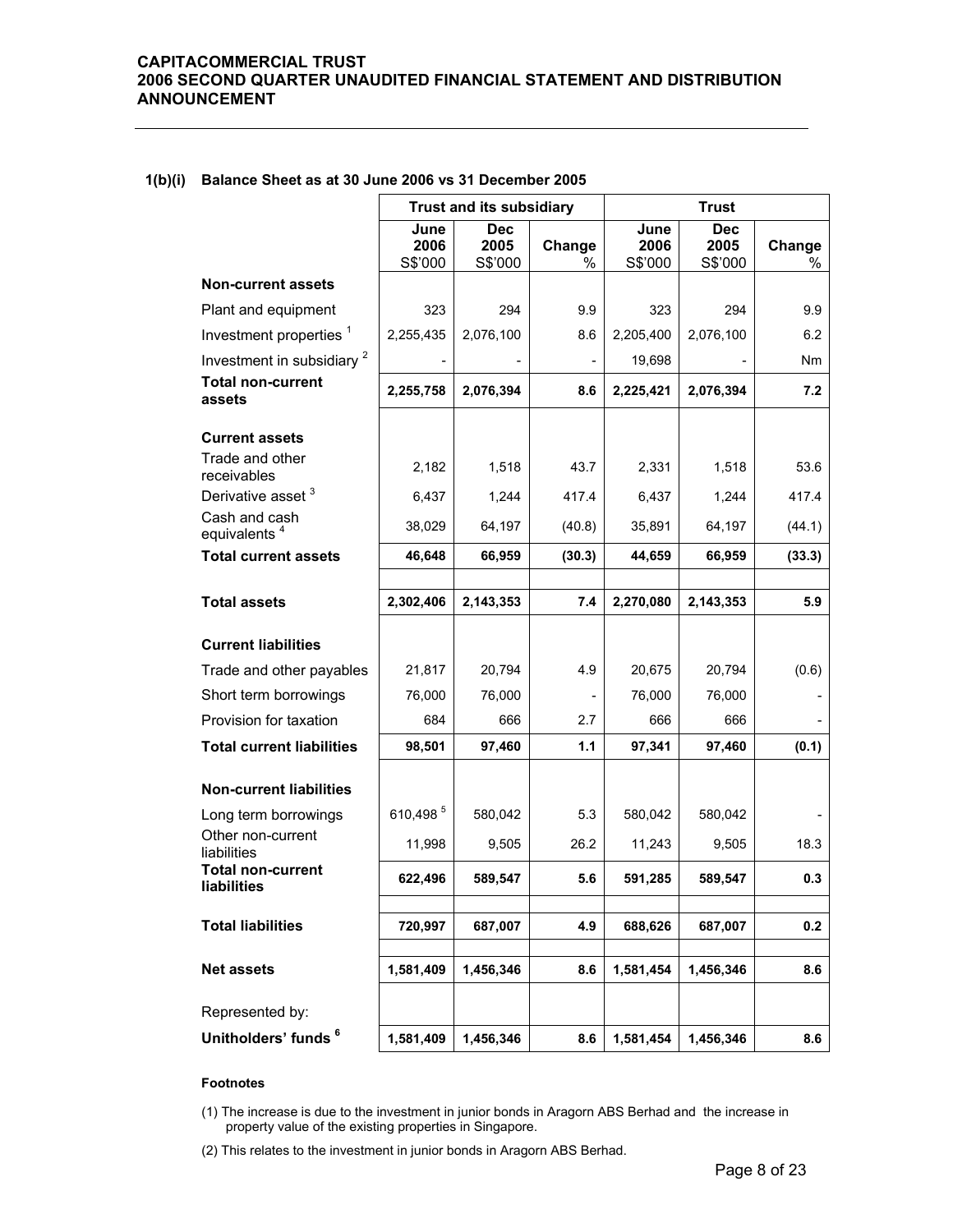## 1(b)(i) Balance Sheet as at 30 June 2006 vs 31 December 2005

| | Trust and its subsidiary | | | Trust | | |
|---|---|---|---|---|---|---|
| | June 2006 S$'000 | Dec 2005 S$'000 | Change % | June 2006 S$'000 | Dec 2005 S$'000 | Change % |
| **Non-current assets** | | | | | | |
| Plant and equipment | 323 | 294 | 9.9 | 323 | 294 | 9.9 |
| Investment properties [1] | 2,255,435 | 2,076,100 | 8.6 | 2,205,400 | 2,076,100 | 6.2 |
| Investment in subsidiary [2] | - | - | - | 19,698 | - | Nm |
| **Total non-current assets** | **2,255,758** | **2,076,394** | **8.6** | **2,225,421** | **2,076,394** | **7.2** |
| **Current assets** | | | | | | |
| Trade and other receivables | 2,182 | 1,518 | 43.7 | 2,331 | 1,518 | 53.6 |
| Derivative asset [3] | 6,437 | 1,244 | 417.4 | 6,437 | 1,244 | 417.4 |
| Cash and cash equivalents [4] | 38,029 | 64,197 | (40.8) | 35,891 | 64,197 | (44.1) |
| **Total current assets** | **46,648** | **66,959** | **(30.3)** | **44,659** | **66,959** | **(33.3)** |
| **Total assets** | **2,302,406** | **2,143,353** | **7.4** | **2,270,080** | **2,143,353** | **5.9** |
| **Current liabilities** | | | | | | |
| Trade and other payables | 21,817 | 20,794 | 4.9 | 20,675 | 20,794 | (0.6) |
| Short term borrowings | 76,000 | 76,000 | - | 76,000 | 76,000 | - |
| Provision for taxation | 684 | 666 | 2.7 | 666 | 666 | - |
| **Total current liabilities** | **98,501** | **97,460** | **1.1** | **97,341** | **97,460** | **(0.1)** |
| **Non-current liabilities** | | | | | | |
| Long term borrowings | 610,498 [5] | 580,042 | 5.3 | 580,042 | 580,042 | - |
| Other non-current liabilities | 11,998 | 9,505 | 26.2 | 11,243 | 9,505 | 18.3 |
| **Total non-current liabilities** | **622,496** | **589,547** | **5.6** | **591,285** | **589,547** | **0.3** |
| **Total liabilities** | **720,997** | **687,007** | **4.9** | **688,626** | **687,007** | **0.2** |
| **Net assets** | **1,581,409** | **1,456,346** | **8.6** | **1,581,454** | **1,456,346** | **8.6** |
| Represented by: | | | | | | |
| **Unitholders' funds [6]** | **1,581,409** | **1,456,346** | **8.6** | **1,581,454** | **1,456,346** | **8.6** |

**Footnotes**

(1) The increase is due to the investment in junior bonds in Aragorn ABS Berhad and the increase in property value of the existing properties in Singapore.

(2) This relates to the investment in junior bonds in Aragorn ABS Berhad.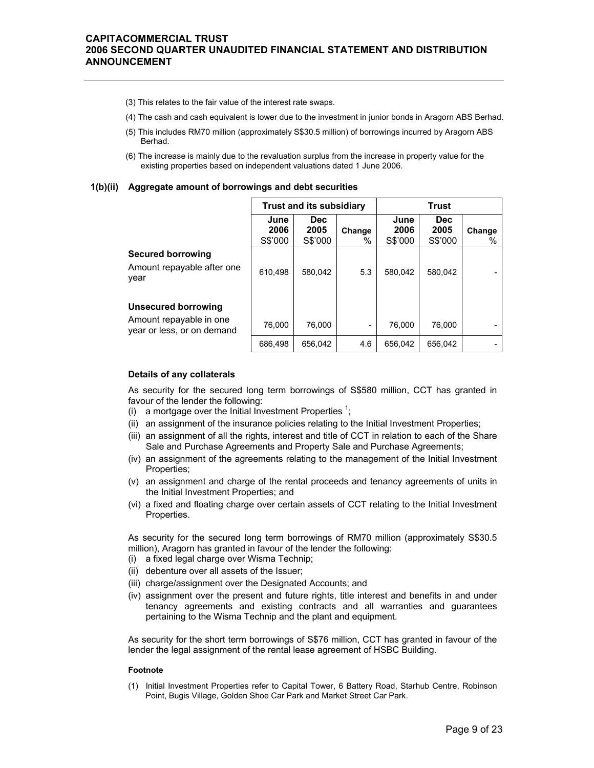(3) This relates to the fair value of the interest rate swaps.

(4) The cash and cash equivalent is lower due to the investment in junior bonds in Aragorn ABS Berhad.

(5) This includes RM70 million (approximately S$30.5 million) of borrowings incurred by Aragorn ABS Berhad.

(6) The increase is mainly due to the revaluation surplus from the increase in property value for the existing properties based on independent valuations dated 1 June 2006.

### 1(b)(ii) Aggregate amount of borrowings and debt securities

| | Trust and its subsidiary | | | Trust | | |
|---|---|---|---|---|---|---|
| | June 2006 S$'000 | Dec 2005 S$'000 | Change % | June 2006 S$'000 | Dec 2005 S$'000 | Change % |
| **Secured borrowing** | | | | | | |
| Amount repayable after one year | 610,498 | 580,042 | 5.3 | 580,042 | 580,042 | - |
| **Unsecured borrowing** | | | | | | |
| Amount repayable in one year or less, or on demand | 76,000 | 76,000 | - | 76,000 | 76,000 | - |
| | 686,498 | 656,042 | 4.6 | 656,042 | 656,042 | - |

**Details of any collaterals**

As security for the secured long term borrowings of S$580 million, CCT has granted in favour of the lender the following:

(i) a mortgage over the Initial Investment Properties [1];
(ii) an assignment of the insurance policies relating to the Initial Investment Properties;
(iii) an assignment of all the rights, interest and title of CCT in relation to each of the Share Sale and Purchase Agreements and Property Sale and Purchase Agreements;
(iv) an assignment of the agreements relating to the management of the Initial Investment Properties;
(v) an assignment and charge of the rental proceeds and tenancy agreements of units in the Initial Investment Properties; and
(vi) a fixed and floating charge over certain assets of CCT relating to the Initial Investment Properties.

As security for the secured long term borrowings of RM70 million (approximately S$30.5 million), Aragorn has granted in favour of the lender the following:

(i) a fixed legal charge over Wisma Technip;
(ii) debenture over all assets of the Issuer;
(iii) charge/assignment over the Designated Accounts; and
(iv) assignment over the present and future rights, title interest and benefits in and under tenancy agreements and existing contracts and all warranties and guarantees pertaining to the Wisma Technip and the plant and equipment.

As security for the short term borrowings of S$76 million, CCT has granted in favour of the lender the legal assignment of the rental lease agreement of HSBC Building.

**Footnote**

(1) Initial Investment Properties refer to Capital Tower, 6 Battery Road, Starhub Centre, Robinson Point, Bugis Village, Golden Shoe Car Park and Market Street Car Park.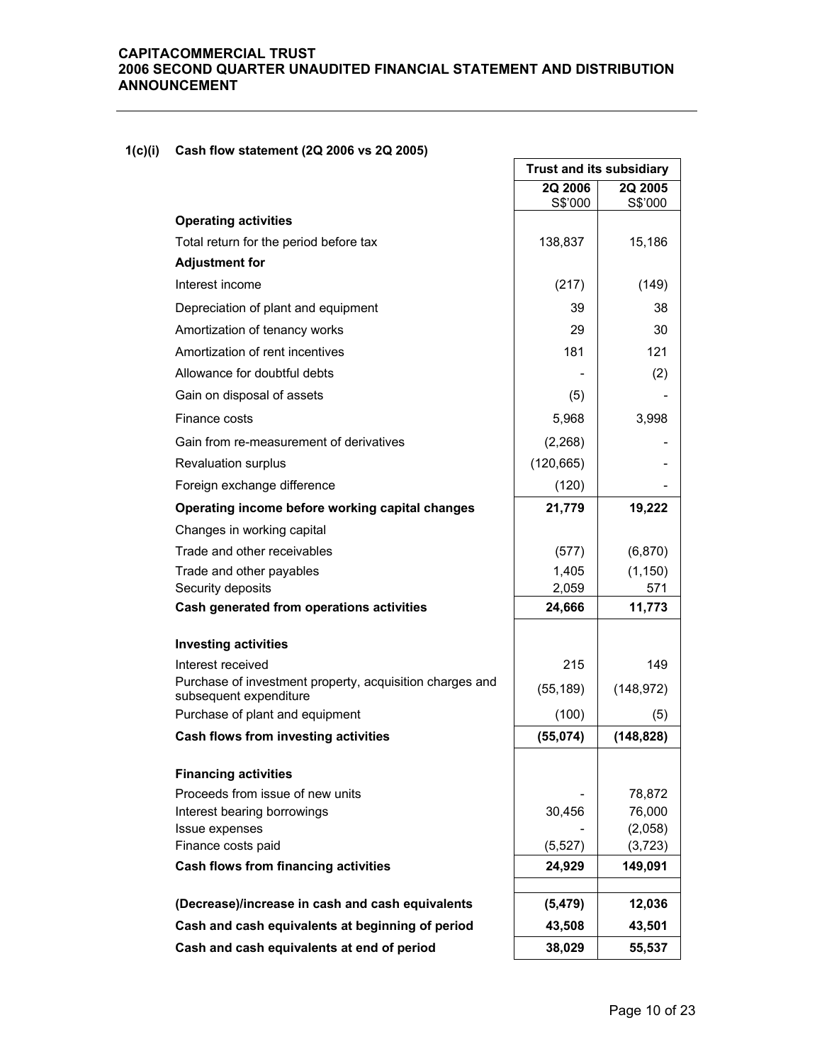### 1(c)(i) Cash flow statement (2Q 2006 vs 2Q 2005)

| | Trust and its subsidiary | |
|---|---|---|
| | 2Q 2006 S$'000 | 2Q 2005 S$'000 |
| **Operating activities** | | |
| Total return for the period before tax | 138,837 | 15,186 |
| **Adjustment for** | | |
| Interest income | (217) | (149) |
| Depreciation of plant and equipment | 39 | 38 |
| Amortization of tenancy works | 29 | 30 |
| Amortization of rent incentives | 181 | 121 |
| Allowance for doubtful debts | - | (2) |
| Gain on disposal of assets | (5) | - |
| Finance costs | 5,968 | 3,998 |
| Gain from re-measurement of derivatives | (2,268) | - |
| Revaluation surplus | (120,665) | - |
| Foreign exchange difference | (120) | - |
| **Operating income before working capital changes** | **21,779** | **19,222** |
| Changes in working capital | | |
| Trade and other receivables | (577) | (6,870) |
| Trade and other payables | 1,405 | (1,150) |
| Security deposits | 2,059 | 571 |
| **Cash generated from operations activities** | **24,666** | **11,773** |
| | | |
| **Investing activities** | | |
| Interest received | 215 | 149 |
| Purchase of investment property, acquisition charges and subsequent expenditure | (55,189) | (148,972) |
| Purchase of plant and equipment | (100) | (5) |
| **Cash flows from investing activities** | **(55,074)** | **(148,828)** |
| | | |
| **Financing activities** | | |
| Proceeds from issue of new units | - | 78,872 |
| Interest bearing borrowings | 30,456 | 76,000 |
| Issue expenses | - | (2,058) |
| Finance costs paid | (5,527) | (3,723) |
| **Cash flows from financing activities** | **24,929** | **149,091** |
| | | |
| **(Decrease)/increase in cash and cash equivalents** | **(5,479)** | **12,036** |
| **Cash and cash equivalents at beginning of period** | **43,508** | **43,501** |
| **Cash and cash equivalents at end of period** | **38,029** | **55,537** |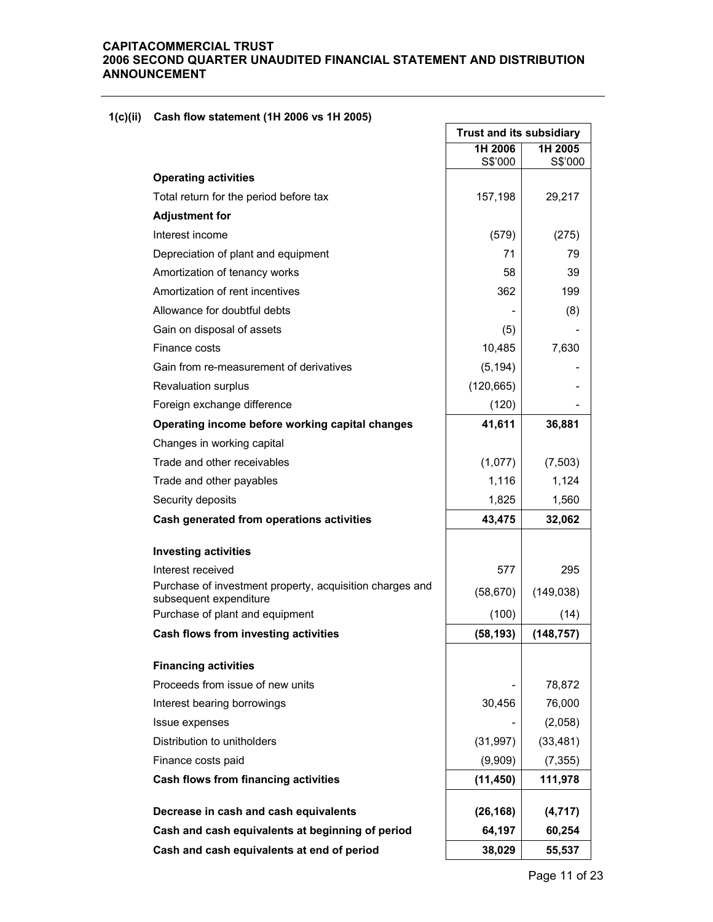### 1(c)(ii) Cash flow statement (1H 2006 vs 1H 2005)

| | Trust and its subsidiary | |
|---|---|---|
| | 1H 2006 S$'000 | 1H 2005 S$'000 |
| **Operating activities** | | |
| Total return for the period before tax | 157,198 | 29,217 |
| **Adjustment for** | | |
| Interest income | (579) | (275) |
| Depreciation of plant and equipment | 71 | 79 |
| Amortization of tenancy works | 58 | 39 |
| Amortization of rent incentives | 362 | 199 |
| Allowance for doubtful debts | - | (8) |
| Gain on disposal of assets | (5) | - |
| Finance costs | 10,485 | 7,630 |
| Gain from re-measurement of derivatives | (5,194) | - |
| Revaluation surplus | (120,665) | - |
| Foreign exchange difference | (120) | - |
| **Operating income before working capital changes** | **41,611** | **36,881** |
| Changes in working capital | | |
| Trade and other receivables | (1,077) | (7,503) |
| Trade and other payables | 1,116 | 1,124 |
| Security deposits | 1,825 | 1,560 |
| **Cash generated from operations activities** | **43,475** | **32,062** |
| | | |
| **Investing activities** | | |
| Interest received | 577 | 295 |
| Purchase of investment property, acquisition charges and subsequent expenditure | (58,670) | (149,038) |
| Purchase of plant and equipment | (100) | (14) |
| **Cash flows from investing activities** | **(58,193)** | **(148,757)** |
| | | |
| **Financing activities** | | |
| Proceeds from issue of new units | - | 78,872 |
| Interest bearing borrowings | 30,456 | 76,000 |
| Issue expenses | - | (2,058) |
| Distribution to unitholders | (31,997) | (33,481) |
| Finance costs paid | (9,909) | (7,355) |
| **Cash flows from financing activities** | **(11,450)** | **111,978** |
| | | |
| **Decrease in cash and cash equivalents** | **(26,168)** | **(4,717)** |
| **Cash and cash equivalents at beginning of period** | **64,197** | **60,254** |
| **Cash and cash equivalents at end of period** | **38,029** | **55,537** |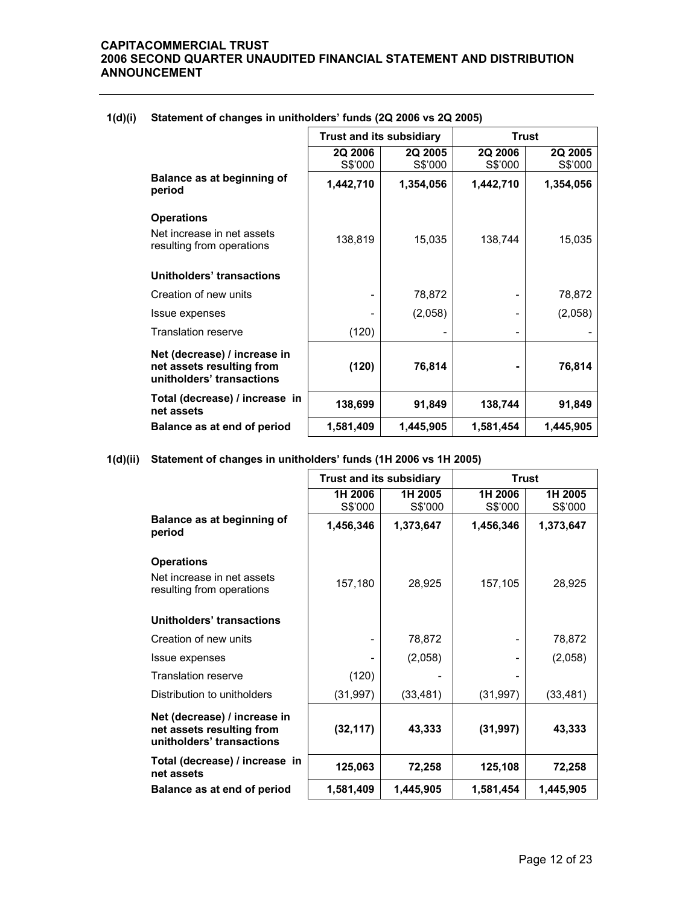### 1(d)(i) Statement of changes in unitholders' funds (2Q 2006 vs 2Q 2005)

| | Trust and its subsidiary | | Trust | |
|---|---|---|---|---|
| | 2Q 2006 S$'000 | 2Q 2005 S$'000 | 2Q 2006 S$'000 | 2Q 2005 S$'000 |
| **Balance as at beginning of period** | **1,442,710** | **1,354,056** | **1,442,710** | **1,354,056** |
| **Operations** | | | | |
| Net increase in net assets resulting from operations | 138,819 | 15,035 | 138,744 | 15,035 |
| **Unitholders' transactions** | | | | |
| Creation of new units | - | 78,872 | - | 78,872 |
| Issue expenses | - | (2,058) | - | (2,058) |
| Translation reserve | (120) | - | - | - |
| **Net (decrease) / increase in net assets resulting from unitholders' transactions** | **(120)** | **76,814** | **-** | **76,814** |
| **Total (decrease) / increase in net assets** | **138,699** | **91,849** | **138,744** | **91,849** |
| **Balance as at end of period** | **1,581,409** | **1,445,905** | **1,581,454** | **1,445,905** |

### 1(d)(ii) Statement of changes in unitholders' funds (1H 2006 vs 1H 2005)

| | Trust and its subsidiary | | Trust | |
|---|---|---|---|---|
| | 1H 2006 S$'000 | 1H 2005 S$'000 | 1H 2006 S$'000 | 1H 2005 S$'000 |
| **Balance as at beginning of period** | **1,456,346** | **1,373,647** | **1,456,346** | **1,373,647** |
| **Operations** | | | | |
| Net increase in net assets resulting from operations | 157,180 | 28,925 | 157,105 | 28,925 |
| **Unitholders' transactions** | | | | |
| Creation of new units | - | 78,872 | - | 78,872 |
| Issue expenses | - | (2,058) | - | (2,058) |
| Translation reserve | (120) | - | - | |
| Distribution to unitholders | (31,997) | (33,481) | (31,997) | (33,481) |
| **Net (decrease) / increase in net assets resulting from unitholders' transactions** | **(32,117)** | **43,333** | **(31,997)** | **43,333** |
| **Total (decrease) / increase in net assets** | **125,063** | **72,258** | **125,108** | **72,258** |
| **Balance as at end of period** | **1,581,409** | **1,445,905** | **1,581,454** | **1,445,905** |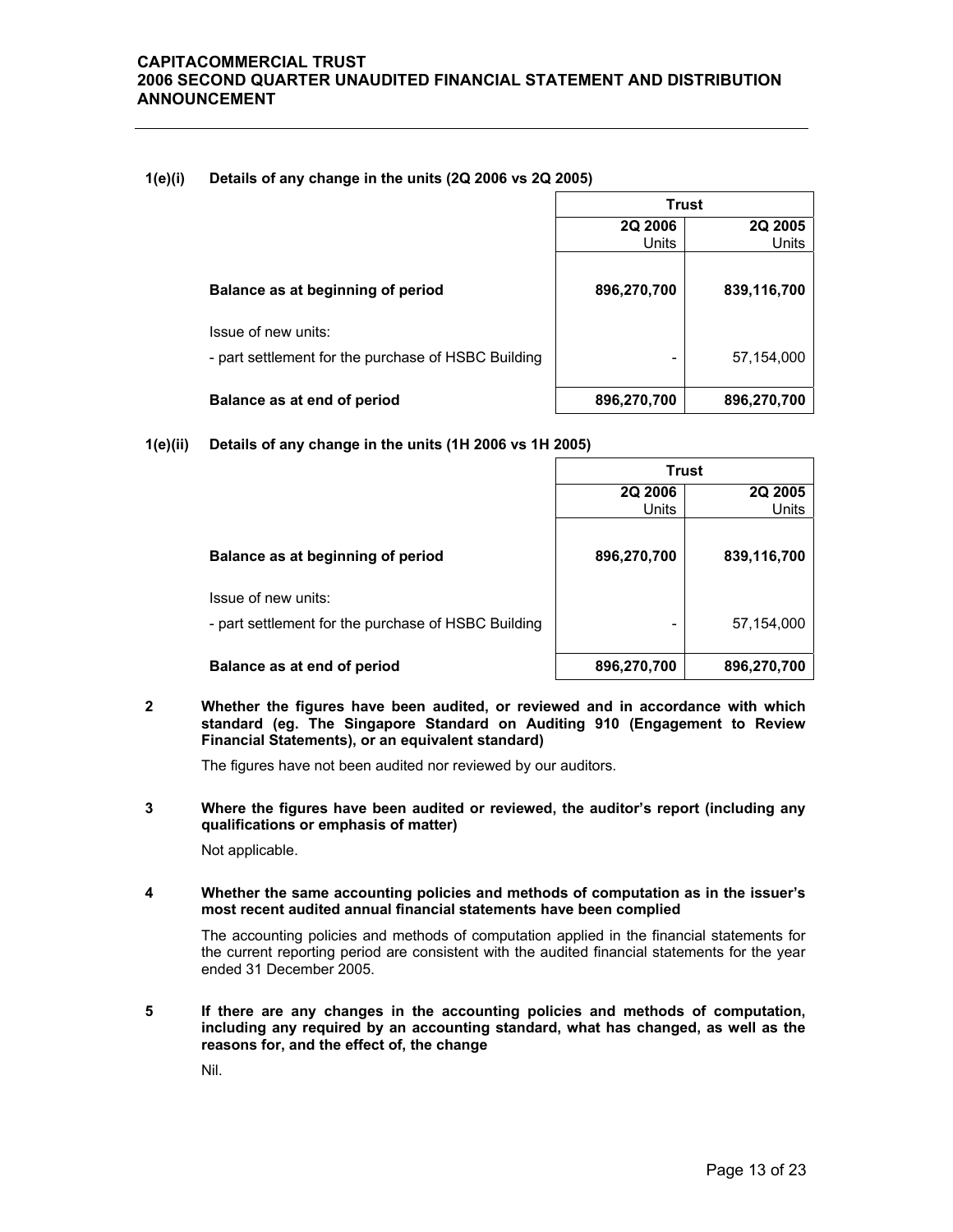**1(e)(i) Details of any change in the units (2Q 2006 vs 2Q 2005)**

| | Trust | |
|---|---|---|
| | **2Q 2006** Units | **2Q 2005** Units |
| **Balance as at beginning of period** | **896,270,700** | **839,116,700** |
| Issue of new units: | | |
| - part settlement for the purchase of HSBC Building | - | 57,154,000 |
| **Balance as at end of period** | **896,270,700** | **896,270,700** |

**1(e)(ii) Details of any change in the units (1H 2006 vs 1H 2005)**

| | Trust | |
|---|---|---|
| | **2Q 2006** Units | **2Q 2005** Units |
| **Balance as at beginning of period** | **896,270,700** | **839,116,700** |
| Issue of new units: | | |
| - part settlement for the purchase of HSBC Building | - | 57,154,000 |
| **Balance as at end of period** | **896,270,700** | **896,270,700** |

**2 Whether the figures have been audited, or reviewed and in accordance with which standard (eg. The Singapore Standard on Auditing 910 (Engagement to Review Financial Statements), or an equivalent standard)**

The figures have not been audited nor reviewed by our auditors.

**3 Where the figures have been audited or reviewed, the auditor's report (including any qualifications or emphasis of matter)**

Not applicable.

**4 Whether the same accounting policies and methods of computation as in the issuer's most recent audited annual financial statements have been complied**

The accounting policies and methods of computation applied in the financial statements for the current reporting period are consistent with the audited financial statements for the year ended 31 December 2005.

**5 If there are any changes in the accounting policies and methods of computation, including any required by an accounting standard, what has changed, as well as the reasons for, and the effect of, the change**

Nil.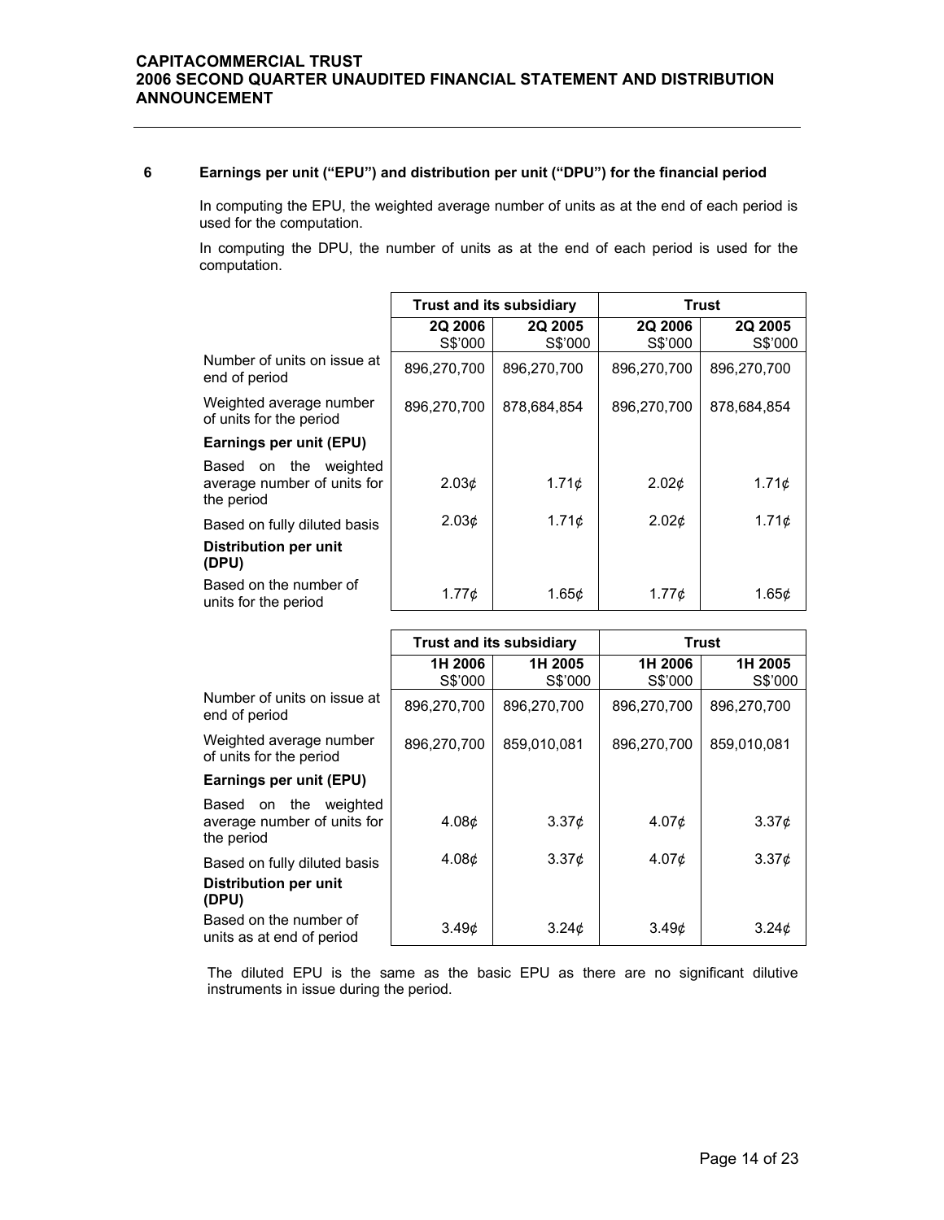## 6 Earnings per unit ("EPU") and distribution per unit ("DPU") for the financial period

In computing the EPU, the weighted average number of units as at the end of each period is used for the computation.

In computing the DPU, the number of units as at the end of each period is used for the computation.

| | Trust and its subsidiary | | Trust | |
|---|---|---|---|---|
| | 2Q 2006 S$'000 | 2Q 2005 S$'000 | 2Q 2006 S$'000 | 2Q 2005 S$'000 |
| Number of units on issue at end of period | 896,270,700 | 896,270,700 | 896,270,700 | 896,270,700 |
| Weighted average number of units for the period | 896,270,700 | 878,684,854 | 896,270,700 | 878,684,854 |
| **Earnings per unit (EPU)** | | | | |
| Based on the weighted average number of units for the period | 2.03¢ | 1.71¢ | 2.02¢ | 1.71¢ |
| Based on fully diluted basis | 2.03¢ | 1.71¢ | 2.02¢ | 1.71¢ |
| **Distribution per unit (DPU)** | | | | |
| Based on the number of units for the period | 1.77¢ | 1.65¢ | 1.77¢ | 1.65¢ |

| | Trust and its subsidiary | | Trust | |
|---|---|---|---|---|
| | 1H 2006 S$'000 | 1H 2005 S$'000 | 1H 2006 S$'000 | 1H 2005 S$'000 |
| Number of units on issue at end of period | 896,270,700 | 896,270,700 | 896,270,700 | 896,270,700 |
| Weighted average number of units for the period | 896,270,700 | 859,010,081 | 896,270,700 | 859,010,081 |
| **Earnings per unit (EPU)** | | | | |
| Based on the weighted average number of units for the period | 4.08¢ | 3.37¢ | 4.07¢ | 3.37¢ |
| Based on fully diluted basis | 4.08¢ | 3.37¢ | 4.07¢ | 3.37¢ |
| **Distribution per unit (DPU)** | | | | |
| Based on the number of units as at end of period | 3.49¢ | 3.24¢ | 3.49¢ | 3.24¢ |

The diluted EPU is the same as the basic EPU as there are no significant dilutive instruments in issue during the period.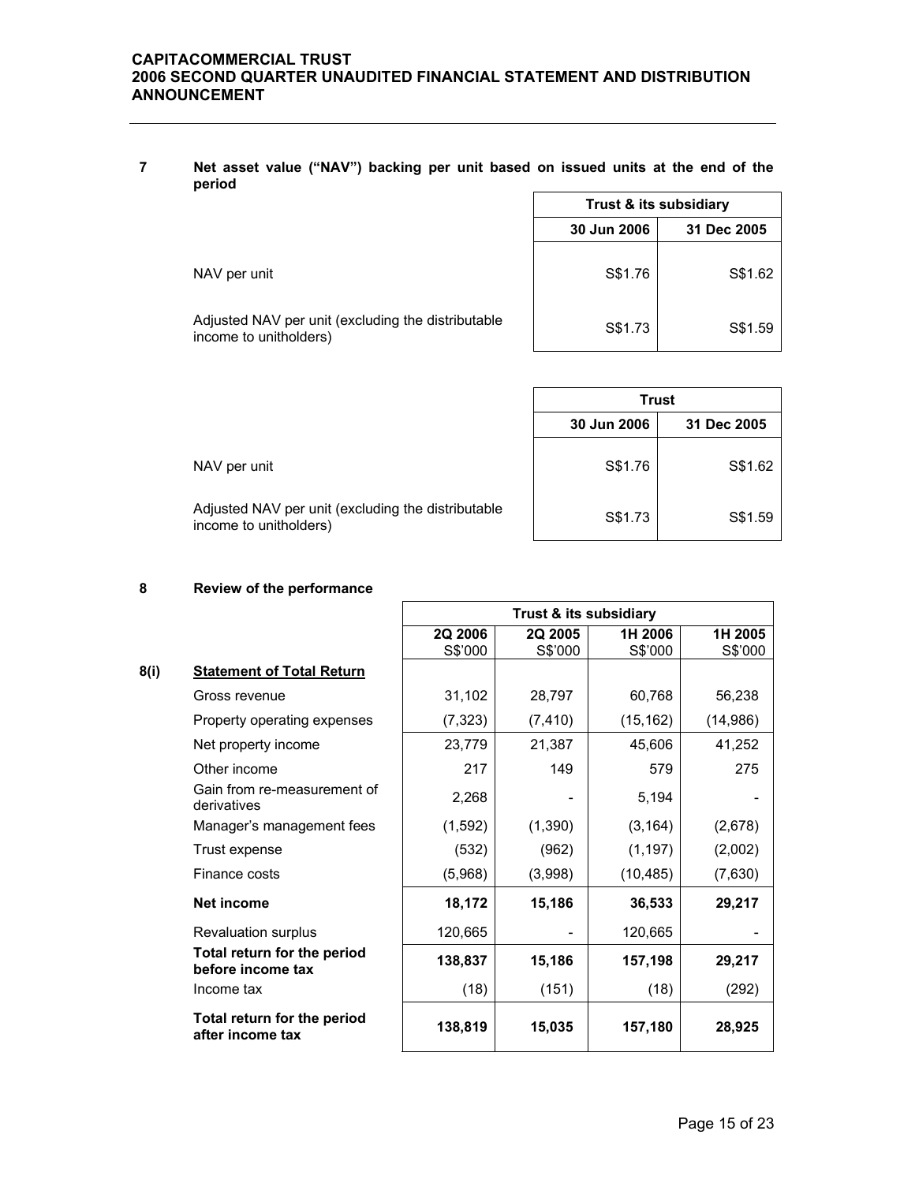## 7 Net asset value ("NAV") backing per unit based on issued units at the end of the period

| | Trust & its subsidiary | |
|---|---|---|
| | 30 Jun 2006 | 31 Dec 2005 |
| NAV per unit | S$1.76 | S$1.62 |
| Adjusted NAV per unit (excluding the distributable income to unitholders) | S$1.73 | S$1.59 |

| | Trust | |
|---|---|---|
| | 30 Jun 2006 | 31 Dec 2005 |
| NAV per unit | S$1.76 | S$1.62 |
| Adjusted NAV per unit (excluding the distributable income to unitholders) | S$1.73 | S$1.59 |

## 8 Review of the performance

| | | Trust & its subsidiary | | | |
|---|---|---|---|---|---|
| | | 2Q 2006<br>S$'000 | 2Q 2005<br>S$'000 | 1H 2006<br>S$'000 | 1H 2005<br>S$'000 |
| 8(i) | **Statement of Total Return** | | | | |
| | Gross revenue | 31,102 | 28,797 | 60,768 | 56,238 |
| | Property operating expenses | (7,323) | (7,410) | (15,162) | (14,986) |
| | Net property income | 23,779 | 21,387 | 45,606 | 41,252 |
| | Other income | 217 | 149 | 579 | 275 |
| | Gain from re-measurement of derivatives | 2,268 | - | 5,194 | - |
| | Manager's management fees | (1,592) | (1,390) | (3,164) | (2,678) |
| | Trust expense | (532) | (962) | (1,197) | (2,002) |
| | Finance costs | (5,968) | (3,998) | (10,485) | (7,630) |
| | **Net income** | **18,172** | **15,186** | **36,533** | **29,217** |
| | Revaluation surplus | 120,665 | - | 120,665 | - |
| | **Total return for the period before income tax** | **138,837** | **15,186** | **157,198** | **29,217** |
| | Income tax | (18) | (151) | (18) | (292) |
| | **Total return for the period after income tax** | **138,819** | **15,035** | **157,180** | **28,925** |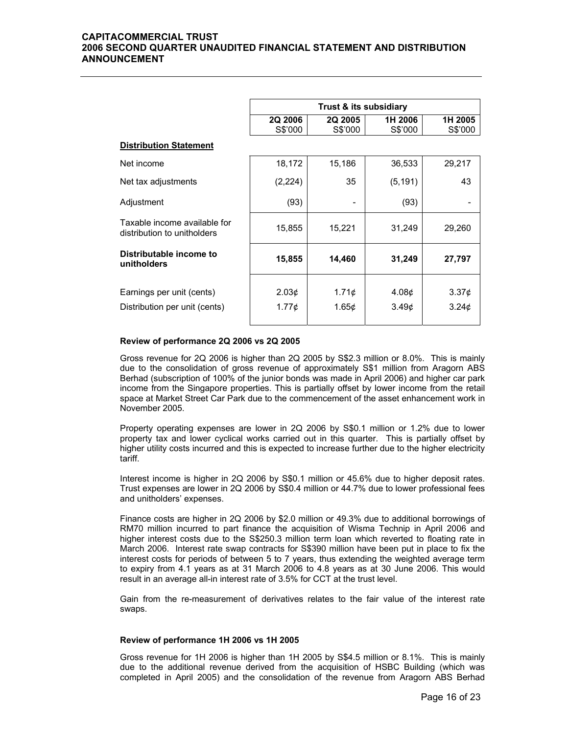| | Trust & its subsidiary | | | |
|---|---|---|---|---|
| | 2Q 2006<br>S$'000 | 2Q 2005<br>S$'000 | 1H 2006<br>S$'000 | 1H 2005<br>S$'000 |
| **Distribution Statement** | | | | |
| Net income | 18,172 | 15,186 | 36,533 | 29,217 |
| Net tax adjustments | (2,224) | 35 | (5,191) | 43 |
| Adjustment | (93) | - | (93) | - |
| Taxable income available for distribution to unitholders | 15,855 | 15,221 | 31,249 | 29,260 |
| **Distributable income to unitholders** | **15,855** | **14,460** | **31,249** | **27,797** |
| Earnings per unit (cents) | 2.03¢ | 1.71¢ | 4.08¢ | 3.37¢ |
| Distribution per unit (cents) | 1.77¢ | 1.65¢ | 3.49¢ | 3.24¢ |

**Review of performance 2Q 2006 vs 2Q 2005**

Gross revenue for 2Q 2006 is higher than 2Q 2005 by S$2.3 million or 8.0%. This is mainly due to the consolidation of gross revenue of approximately S$1 million from Aragorn ABS Berhad (subscription of 100% of the junior bonds was made in April 2006) and higher car park income from the Singapore properties. This is partially offset by lower income from the retail space at Market Street Car Park due to the commencement of the asset enhancement work in November 2005.

Property operating expenses are lower in 2Q 2006 by S$0.1 million or 1.2% due to lower property tax and lower cyclical works carried out in this quarter. This is partially offset by higher utility costs incurred and this is expected to increase further due to the higher electricity tariff.

Interest income is higher in 2Q 2006 by S$0.1 million or 45.6% due to higher deposit rates. Trust expenses are lower in 2Q 2006 by S$0.4 million or 44.7% due to lower professional fees and unitholders' expenses.

Finance costs are higher in 2Q 2006 by $2.0 million or 49.3% due to additional borrowings of RM70 million incurred to part finance the acquisition of Wisma Technip in April 2006 and higher interest costs due to the S$250.3 million term loan which reverted to floating rate in March 2006. Interest rate swap contracts for S$390 million have been put in place to fix the interest costs for periods of between 5 to 7 years, thus extending the weighted average term to expiry from 4.1 years as at 31 March 2006 to 4.8 years as at 30 June 2006. This would result in an average all-in interest rate of 3.5% for CCT at the trust level.

Gain from the re-measurement of derivatives relates to the fair value of the interest rate swaps.

**Review of performance 1H 2006 vs 1H 2005**

Gross revenue for 1H 2006 is higher than 1H 2005 by S$4.5 million or 8.1%. This is mainly due to the additional revenue derived from the acquisition of HSBC Building (which was completed in April 2005) and the consolidation of the revenue from Aragorn ABS Berhad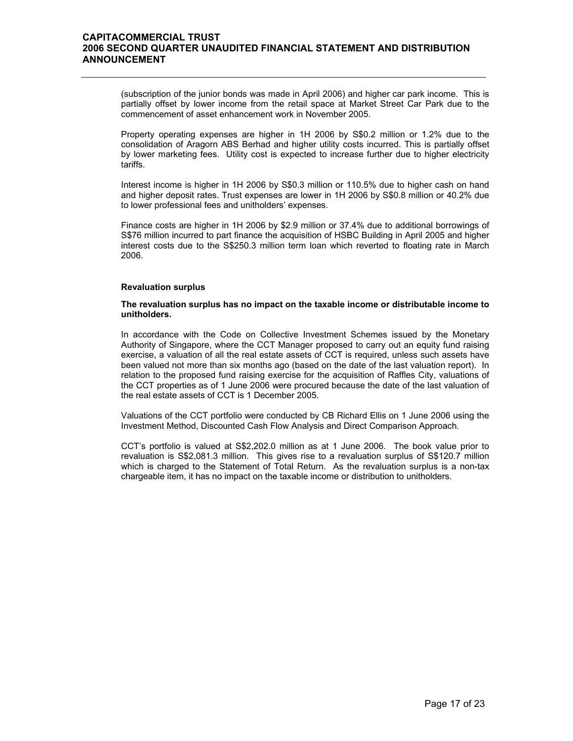(subscription of the junior bonds was made in April 2006) and higher car park income. This is partially offset by lower income from the retail space at Market Street Car Park due to the commencement of asset enhancement work in November 2005.

Property operating expenses are higher in 1H 2006 by S$0.2 million or 1.2% due to the consolidation of Aragorn ABS Berhad and higher utility costs incurred. This is partially offset by lower marketing fees. Utility cost is expected to increase further due to higher electricity tariffs.

Interest income is higher in 1H 2006 by S$0.3 million or 110.5% due to higher cash on hand and higher deposit rates. Trust expenses are lower in 1H 2006 by S$0.8 million or 40.2% due to lower professional fees and unitholders' expenses.

Finance costs are higher in 1H 2006 by $2.9 million or 37.4% due to additional borrowings of S$76 million incurred to part finance the acquisition of HSBC Building in April 2005 and higher interest costs due to the S$250.3 million term loan which reverted to floating rate in March 2006.

**Revaluation surplus**

**The revaluation surplus has no impact on the taxable income or distributable income to unitholders.**

In accordance with the Code on Collective Investment Schemes issued by the Monetary Authority of Singapore, where the CCT Manager proposed to carry out an equity fund raising exercise, a valuation of all the real estate assets of CCT is required, unless such assets have been valued not more than six months ago (based on the date of the last valuation report). In relation to the proposed fund raising exercise for the acquisition of Raffles City, valuations of the CCT properties as of 1 June 2006 were procured because the date of the last valuation of the real estate assets of CCT is 1 December 2005.

Valuations of the CCT portfolio were conducted by CB Richard Ellis on 1 June 2006 using the Investment Method, Discounted Cash Flow Analysis and Direct Comparison Approach.

CCT's portfolio is valued at S$2,202.0 million as at 1 June 2006. The book value prior to revaluation is S$2,081.3 million. This gives rise to a revaluation surplus of S$120.7 million which is charged to the Statement of Total Return. As the revaluation surplus is a non-tax chargeable item, it has no impact on the taxable income or distribution to unitholders.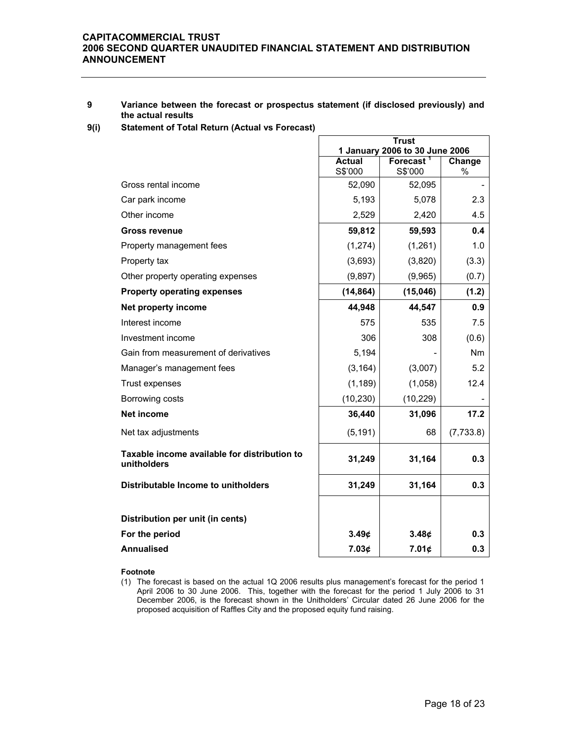## 9 Variance between the forecast or prospectus statement (if disclosed previously) and the actual results

### 9(i) Statement of Total Return (Actual vs Forecast)

| | Trust | | |
|---|---|---|---|
| | 1 January 2006 to 30 June 2006 | | |
| | Actual S$'000 | Forecast [1] S$'000 | Change % |
| Gross rental income | 52,090 | 52,095 | - |
| Car park income | 5,193 | 5,078 | 2.3 |
| Other income | 2,529 | 2,420 | 4.5 |
| **Gross revenue** | **59,812** | **59,593** | **0.4** |
| Property management fees | (1,274) | (1,261) | 1.0 |
| Property tax | (3,693) | (3,820) | (3.3) |
| Other property operating expenses | (9,897) | (9,965) | (0.7) |
| **Property operating expenses** | **(14,864)** | **(15,046)** | **(1.2)** |
| **Net property income** | **44,948** | **44,547** | **0.9** |
| Interest income | 575 | 535 | 7.5 |
| Investment income | 306 | 308 | (0.6) |
| Gain from measurement of derivatives | 5,194 | - | Nm |
| Manager's management fees | (3,164) | (3,007) | 5.2 |
| Trust expenses | (1,189) | (1,058) | 12.4 |
| Borrowing costs | (10,230) | (10,229) | - |
| **Net income** | **36,440** | **31,096** | **17.2** |
| Net tax adjustments | (5,191) | 68 | (7,733.8) |
| **Taxable income available for distribution to unitholders** | **31,249** | **31,164** | **0.3** |
| **Distributable Income to unitholders** | **31,249** | **31,164** | **0.3** |
| **Distribution per unit (in cents)** | | | |
| **For the period** | **3.49¢** | **3.48¢** | **0.3** |
| **Annualised** | **7.03¢** | **7.01¢** | **0.3** |

**Footnote**

(1) The forecast is based on the actual 1Q 2006 results plus management's forecast for the period 1 April 2006 to 30 June 2006. This, together with the forecast for the period 1 July 2006 to 31 December 2006, is the forecast shown in the Unitholders' Circular dated 26 June 2006 for the proposed acquisition of Raffles City and the proposed equity fund raising.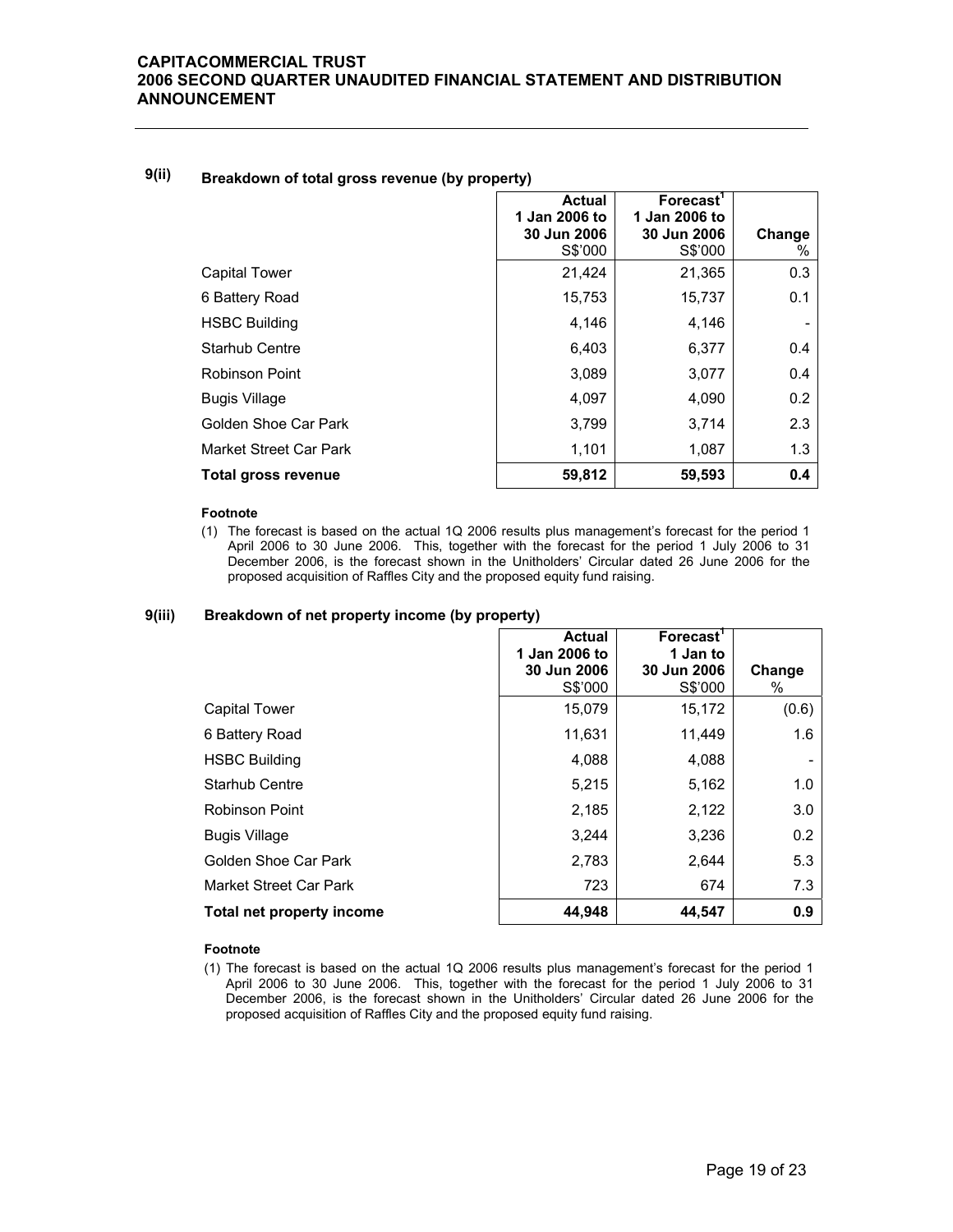### 9(ii) Breakdown of total gross revenue (by property)

| | Actual 1 Jan 2006 to 30 Jun 2006 S$'000 | Forecast[1] 1 Jan 2006 to 30 Jun 2006 S$'000 | Change % |
|---|---|---|---|
| Capital Tower | 21,424 | 21,365 | 0.3 |
| 6 Battery Road | 15,753 | 15,737 | 0.1 |
| HSBC Building | 4,146 | 4,146 | - |
| Starhub Centre | 6,403 | 6,377 | 0.4 |
| Robinson Point | 3,089 | 3,077 | 0.4 |
| Bugis Village | 4,097 | 4,090 | 0.2 |
| Golden Shoe Car Park | 3,799 | 3,714 | 2.3 |
| Market Street Car Park | 1,101 | 1,087 | 1.3 |
| **Total gross revenue** | **59,812** | **59,593** | **0.4** |

**Footnote**

(1) The forecast is based on the actual 1Q 2006 results plus management's forecast for the period 1 April 2006 to 30 June 2006. This, together with the forecast for the period 1 July 2006 to 31 December 2006, is the forecast shown in the Unitholders' Circular dated 26 June 2006 for the proposed acquisition of Raffles City and the proposed equity fund raising.

### 9(iii) Breakdown of net property income (by property)

| | Actual 1 Jan 2006 to 30 Jun 2006 S$'000 | Forecast[1] 1 Jan to 30 Jun 2006 S$'000 | Change % |
|---|---|---|---|
| Capital Tower | 15,079 | 15,172 | (0.6) |
| 6 Battery Road | 11,631 | 11,449 | 1.6 |
| HSBC Building | 4,088 | 4,088 | - |
| Starhub Centre | 5,215 | 5,162 | 1.0 |
| Robinson Point | 2,185 | 2,122 | 3.0 |
| Bugis Village | 3,244 | 3,236 | 0.2 |
| Golden Shoe Car Park | 2,783 | 2,644 | 5.3 |
| Market Street Car Park | 723 | 674 | 7.3 |
| **Total net property income** | **44,948** | **44,547** | **0.9** |

**Footnote**

(1) The forecast is based on the actual 1Q 2006 results plus management's forecast for the period 1 April 2006 to 30 June 2006. This, together with the forecast for the period 1 July 2006 to 31 December 2006, is the forecast shown in the Unitholders' Circular dated 26 June 2006 for the proposed acquisition of Raffles City and the proposed equity fund raising.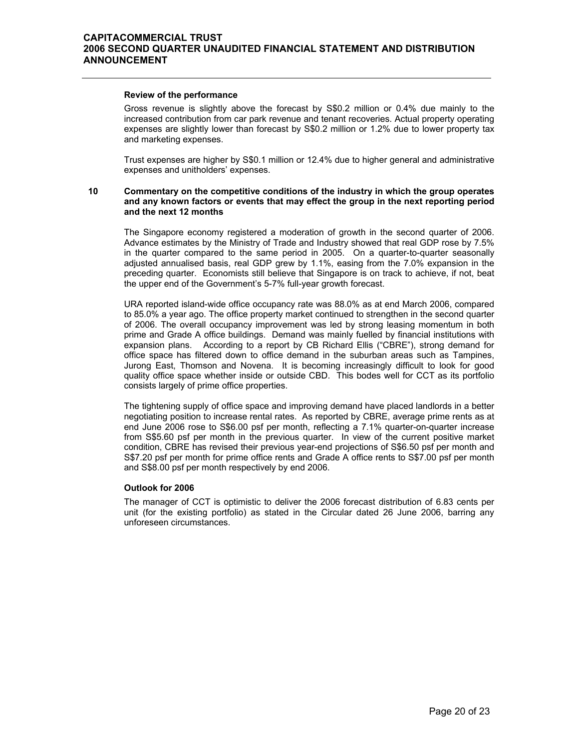**Review of the performance**

Gross revenue is slightly above the forecast by S$0.2 million or 0.4% due mainly to the increased contribution from car park revenue and tenant recoveries. Actual property operating expenses are slightly lower than forecast by S$0.2 million or 1.2% due to lower property tax and marketing expenses.

Trust expenses are higher by S$0.1 million or 12.4% due to higher general and administrative expenses and unitholders' expenses.

## 10 Commentary on the competitive conditions of the industry in which the group operates and any known factors or events that may effect the group in the next reporting period and the next 12 months

The Singapore economy registered a moderation of growth in the second quarter of 2006. Advance estimates by the Ministry of Trade and Industry showed that real GDP rose by 7.5% in the quarter compared to the same period in 2005. On a quarter-to-quarter seasonally adjusted annualised basis, real GDP grew by 1.1%, easing from the 7.0% expansion in the preceding quarter. Economists still believe that Singapore is on track to achieve, if not, beat the upper end of the Government's 5-7% full-year growth forecast.

URA reported island-wide office occupancy rate was 88.0% as at end March 2006, compared to 85.0% a year ago. The office property market continued to strengthen in the second quarter of 2006. The overall occupancy improvement was led by strong leasing momentum in both prime and Grade A office buildings. Demand was mainly fuelled by financial institutions with expansion plans. According to a report by CB Richard Ellis ("CBRE"), strong demand for office space has filtered down to office demand in the suburban areas such as Tampines, Jurong East, Thomson and Novena. It is becoming increasingly difficult to look for good quality office space whether inside or outside CBD. This bodes well for CCT as its portfolio consists largely of prime office properties.

The tightening supply of office space and improving demand have placed landlords in a better negotiating position to increase rental rates. As reported by CBRE, average prime rents as at end June 2006 rose to S$6.00 psf per month, reflecting a 7.1% quarter-on-quarter increase from S$5.60 psf per month in the previous quarter. In view of the current positive market condition, CBRE has revised their previous year-end projections of S$6.50 psf per month and S$7.20 psf per month for prime office rents and Grade A office rents to S$7.00 psf per month and S$8.00 psf per month respectively by end 2006.

**Outlook for 2006**

The manager of CCT is optimistic to deliver the 2006 forecast distribution of 6.83 cents per unit (for the existing portfolio) as stated in the Circular dated 26 June 2006, barring any unforeseen circumstances.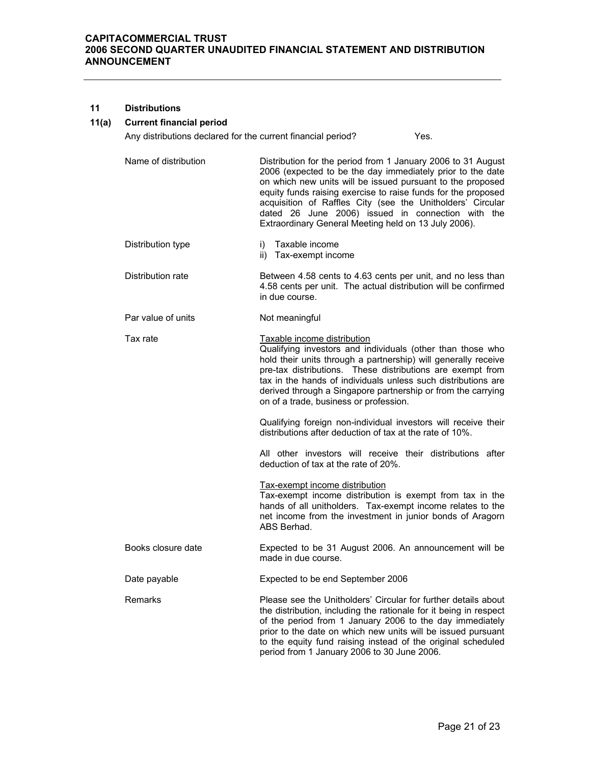## 11 Distributions

### 11(a) Current financial period

Any distributions declared for the current financial period? Yes.

| | |
|---|---|
| Name of distribution | Distribution for the period from 1 January 2006 to 31 August 2006 (expected to be the day immediately prior to the date on which new units will be issued pursuant to the proposed equity funds raising exercise to raise funds for the proposed acquisition of Raffles City (see the Unitholders' Circular dated 26 June 2006) issued in connection with the Extraordinary General Meeting held on 13 July 2006). |
| Distribution type | i) Taxable income<br>ii) Tax-exempt income |
| Distribution rate | Between 4.58 cents to 4.63 cents per unit, and no less than 4.58 cents per unit. The actual distribution will be confirmed in due course. |
| Par value of units | Not meaningful |
| Tax rate | <u>Taxable income distribution</u><br>Qualifying investors and individuals (other than those who hold their units through a partnership) will generally receive pre-tax distributions. These distributions are exempt from tax in the hands of individuals unless such distributions are derived through a Singapore partnership or from the carrying on of a trade, business or profession.<br><br>Qualifying foreign non-individual investors will receive their distributions after deduction of tax at the rate of 10%.<br><br>All other investors will receive their distributions after deduction of tax at the rate of 20%.<br><br><u>Tax-exempt income distribution</u><br>Tax-exempt income distribution is exempt from tax in the hands of all unitholders. Tax-exempt income relates to the net income from the investment in junior bonds of Aragorn ABS Berhad. |
| Books closure date | Expected to be 31 August 2006. An announcement will be made in due course. |
| Date payable | Expected to be end September 2006 |
| Remarks | Please see the Unitholders' Circular for further details about the distribution, including the rationale for it being in respect of the period from 1 January 2006 to the day immediately prior to the date on which new units will be issued pursuant to the equity fund raising instead of the original scheduled period from 1 January 2006 to 30 June 2006. |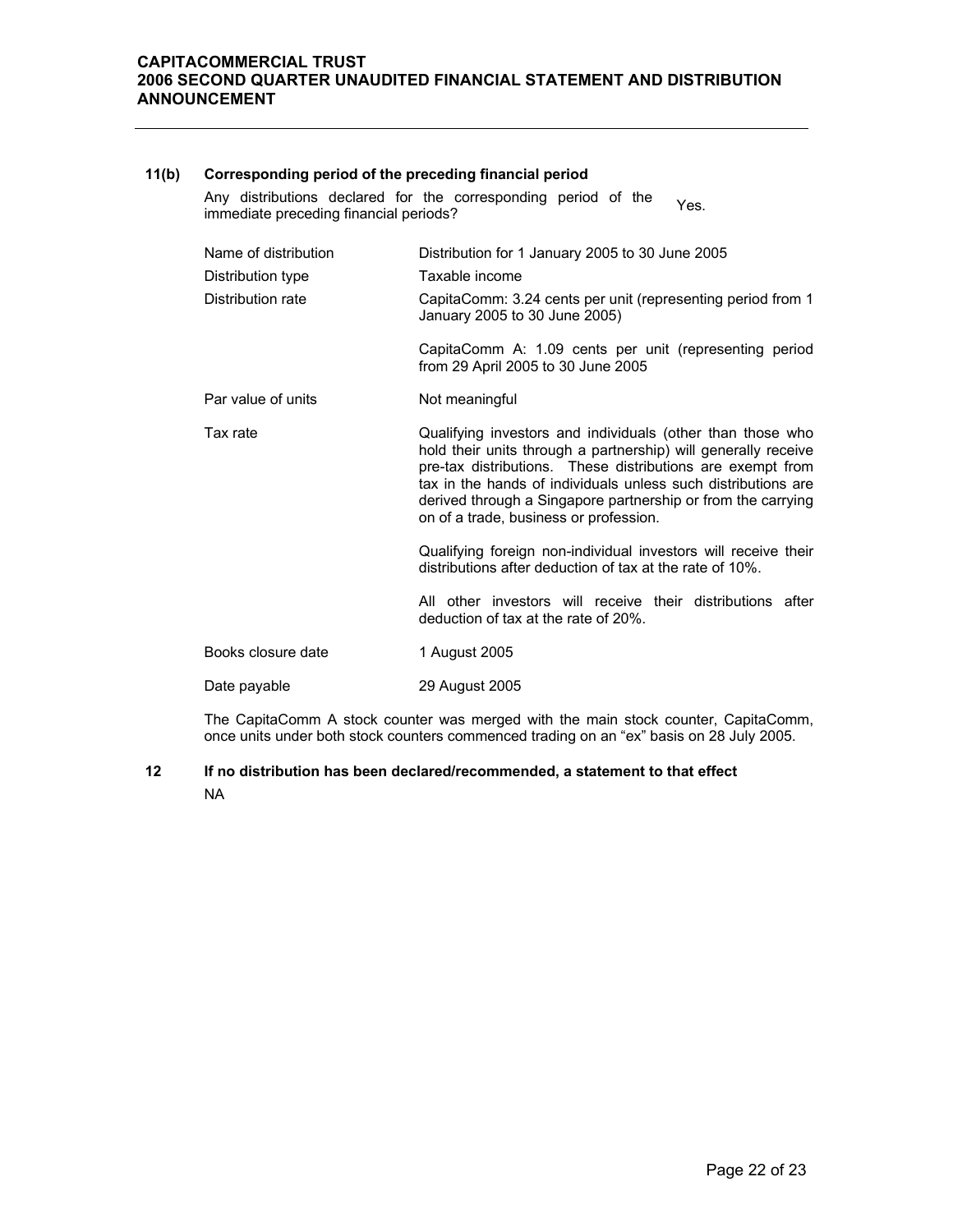### 11(b) Corresponding period of the preceding financial period

| | |
|---|---|
| Any distributions declared for the corresponding period of the immediate preceding financial periods? | Yes. |
| Name of distribution | Distribution for 1 January 2005 to 30 June 2005 |
| Distribution type | Taxable income |
| Distribution rate | CapitaComm: 3.24 cents per unit (representing period from 1 January 2005 to 30 June 2005)<br><br>CapitaComm A: 1.09 cents per unit (representing period from 29 April 2005 to 30 June 2005 |
| Par value of units | Not meaningful |
| Tax rate | Qualifying investors and individuals (other than those who hold their units through a partnership) will generally receive pre-tax distributions. These distributions are exempt from tax in the hands of individuals unless such distributions are derived through a Singapore partnership or from the carrying on of a trade, business or profession.<br><br>Qualifying foreign non-individual investors will receive their distributions after deduction of tax at the rate of 10%.<br><br>All other investors will receive their distributions after deduction of tax at the rate of 20%. |
| Books closure date | 1 August 2005 |
| Date payable | 29 August 2005 |

The CapitaComm A stock counter was merged with the main stock counter, CapitaComm, once units under both stock counters commenced trading on an "ex" basis on 28 July 2005.

### 12 If no distribution has been declared/recommended, a statement to that effect

NA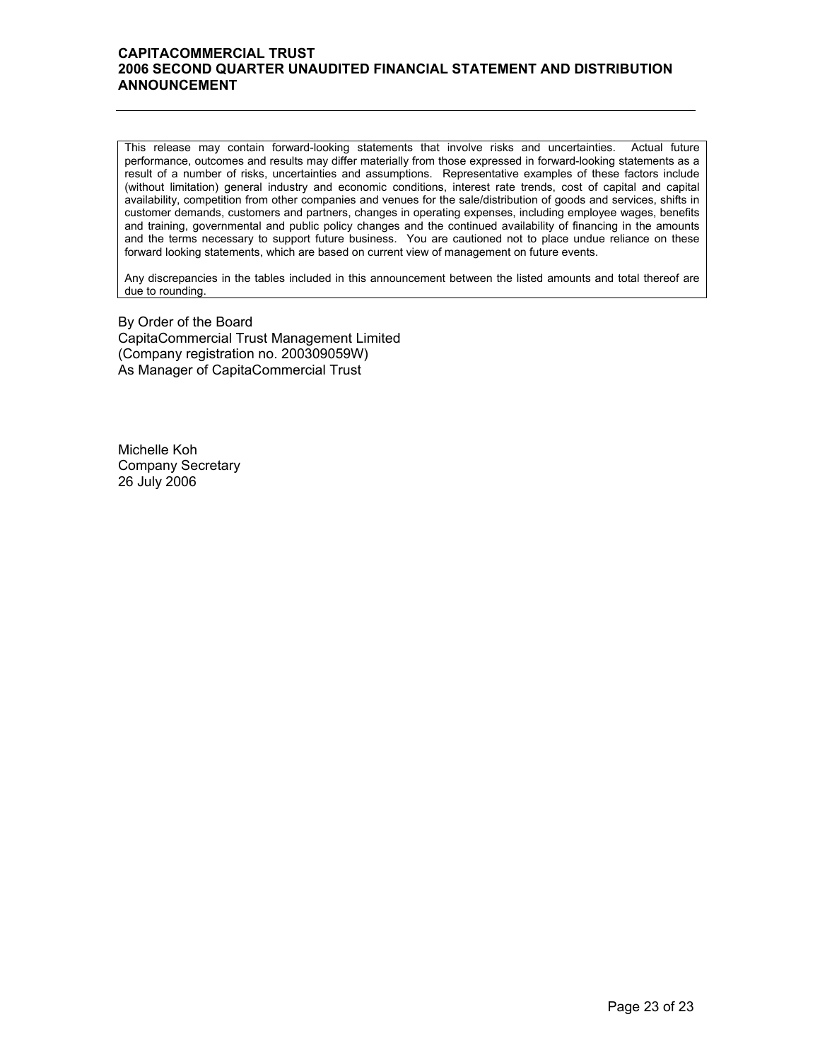This release may contain forward-looking statements that involve risks and uncertainties. Actual future performance, outcomes and results may differ materially from those expressed in forward-looking statements as a result of a number of risks, uncertainties and assumptions. Representative examples of these factors include (without limitation) general industry and economic conditions, interest rate trends, cost of capital and capital availability, competition from other companies and venues for the sale/distribution of goods and services, shifts in customer demands, customers and partners, changes in operating expenses, including employee wages, benefits and training, governmental and public policy changes and the continued availability of financing in the amounts and the terms necessary to support future business. You are cautioned not to place undue reliance on these forward looking statements, which are based on current view of management on future events.

Any discrepancies in the tables included in this announcement between the listed amounts and total thereof are due to rounding.

By Order of the Board
CapitaCommercial Trust Management Limited
(Company registration no. 200309059W)
As Manager of CapitaCommercial Trust

Michelle Koh
Company Secretary
26 July 2006